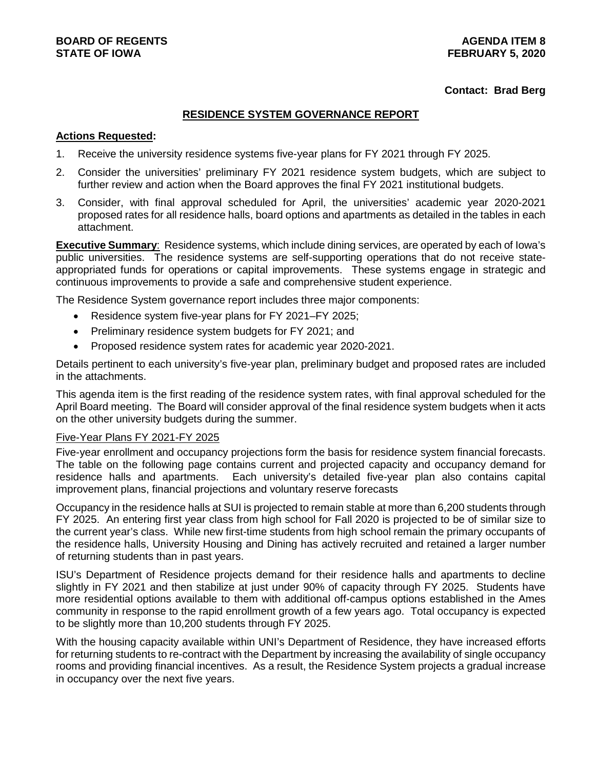**BOARD OF REGENTS**
**STATE OF IOWA**

**AGENDA ITEM 8**
**FEBRUARY 5, 2020**

**Contact: Brad Berg**

## RESIDENCE SYSTEM GOVERNANCE REPORT

**Actions Requested:**

1. Receive the university residence systems five-year plans for FY 2021 through FY 2025.
2. Consider the universities' preliminary FY 2021 residence system budgets, which are subject to further review and action when the Board approves the final FY 2021 institutional budgets.
3. Consider, with final approval scheduled for April, the universities' academic year 2020-2021 proposed rates for all residence halls, board options and apartments as detailed in the tables in each attachment.

**Executive Summary**: Residence systems, which include dining services, are operated by each of Iowa's public universities. The residence systems are self-supporting operations that do not receive state-appropriated funds for operations or capital improvements. These systems engage in strategic and continuous improvements to provide a safe and comprehensive student experience.

The Residence System governance report includes three major components:

- Residence system five-year plans for FY 2021–FY 2025;
- Preliminary residence system budgets for FY 2021; and
- Proposed residence system rates for academic year 2020-2021.

Details pertinent to each university's five-year plan, preliminary budget and proposed rates are included in the attachments.

This agenda item is the first reading of the residence system rates, with final approval scheduled for the April Board meeting. The Board will consider approval of the final residence system budgets when it acts on the other university budgets during the summer.

Five-Year Plans FY 2021-FY 2025

Five-year enrollment and occupancy projections form the basis for residence system financial forecasts. The table on the following page contains current and projected capacity and occupancy demand for residence halls and apartments. Each university's detailed five-year plan also contains capital improvement plans, financial projections and voluntary reserve forecasts

Occupancy in the residence halls at SUI is projected to remain stable at more than 6,200 students through FY 2025. An entering first year class from high school for Fall 2020 is projected to be of similar size to the current year's class. While new first-time students from high school remain the primary occupants of the residence halls, University Housing and Dining has actively recruited and retained a larger number of returning students than in past years.

ISU's Department of Residence projects demand for their residence halls and apartments to decline slightly in FY 2021 and then stabilize at just under 90% of capacity through FY 2025. Students have more residential options available to them with additional off-campus options established in the Ames community in response to the rapid enrollment growth of a few years ago. Total occupancy is expected to be slightly more than 10,200 students through FY 2025.

With the housing capacity available within UNI's Department of Residence, they have increased efforts for returning students to re-contract with the Department by increasing the availability of single occupancy rooms and providing financial incentives. As a result, the Residence System projects a gradual increase in occupancy over the next five years.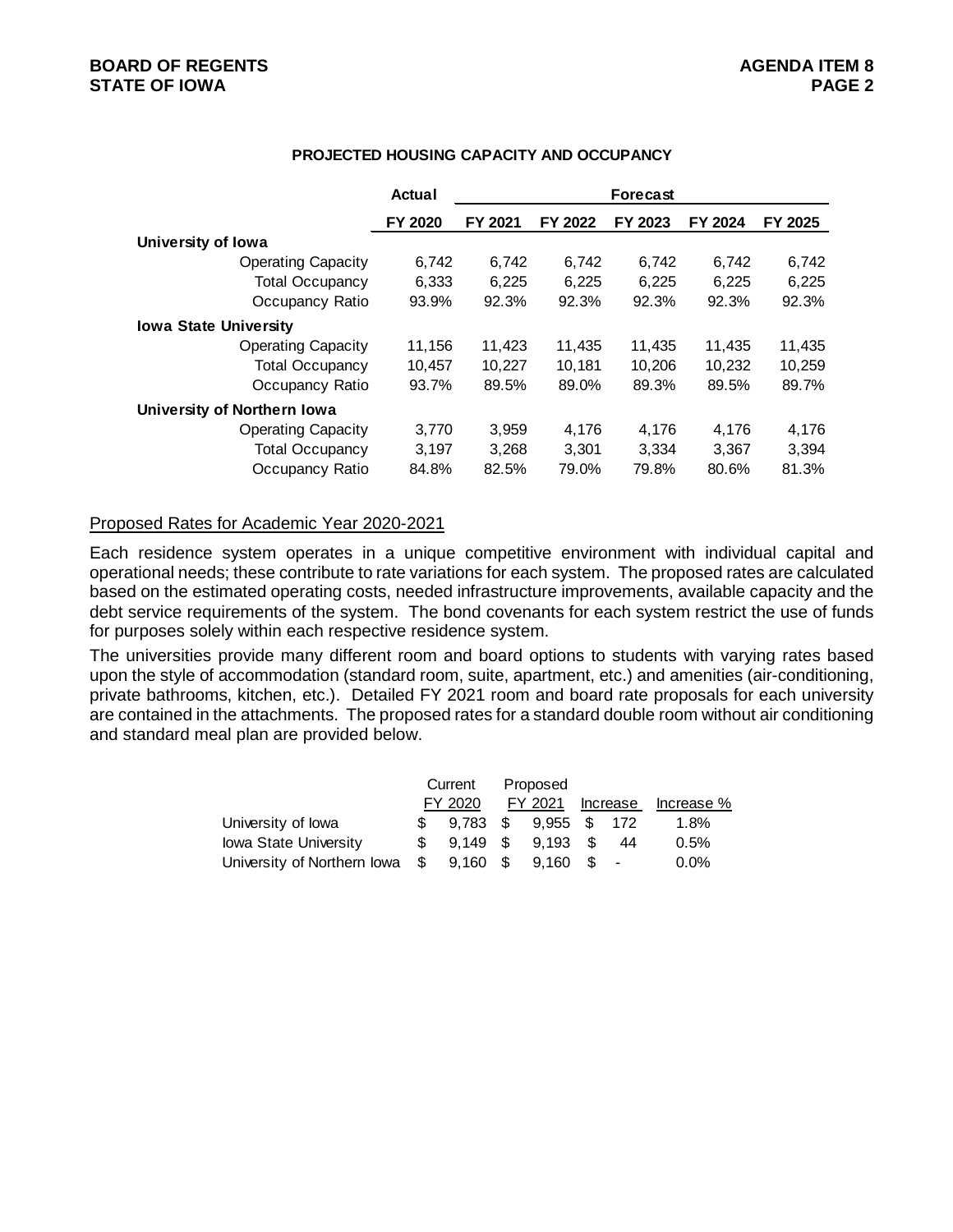**PROJECTED HOUSING CAPACITY AND OCCUPANCY**

| | Actual | Forecast | | | | |
|---|---|---|---|---|---|---|
| | FY 2020 | FY 2021 | FY 2022 | FY 2023 | FY 2024 | FY 2025 |
| **University of Iowa** | | | | | | |
| Operating Capacity | 6,742 | 6,742 | 6,742 | 6,742 | 6,742 | 6,742 |
| Total Occupancy | 6,333 | 6,225 | 6,225 | 6,225 | 6,225 | 6,225 |
| Occupancy Ratio | 93.9% | 92.3% | 92.3% | 92.3% | 92.3% | 92.3% |
| **Iowa State University** | | | | | | |
| Operating Capacity | 11,156 | 11,423 | 11,435 | 11,435 | 11,435 | 11,435 |
| Total Occupancy | 10,457 | 10,227 | 10,181 | 10,206 | 10,232 | 10,259 |
| Occupancy Ratio | 93.7% | 89.5% | 89.0% | 89.3% | 89.5% | 89.7% |
| **University of Northern Iowa** | | | | | | |
| Operating Capacity | 3,770 | 3,959 | 4,176 | 4,176 | 4,176 | 4,176 |
| Total Occupancy | 3,197 | 3,268 | 3,301 | 3,334 | 3,367 | 3,394 |
| Occupancy Ratio | 84.8% | 82.5% | 79.0% | 79.8% | 80.6% | 81.3% |

Proposed Rates for Academic Year 2020-2021

Each residence system operates in a unique competitive environment with individual capital and operational needs; these contribute to rate variations for each system. The proposed rates are calculated based on the estimated operating costs, needed infrastructure improvements, available capacity and the debt service requirements of the system. The bond covenants for each system restrict the use of funds for purposes solely within each respective residence system.

The universities provide many different room and board options to students with varying rates based upon the style of accommodation (standard room, suite, apartment, etc.) and amenities (air-conditioning, private bathrooms, kitchen, etc.). Detailed FY 2021 room and board rate proposals for each university are contained in the attachments. The proposed rates for a standard double room without air conditioning and standard meal plan are provided below.

| | Current FY 2020 | Proposed FY 2021 | Increase | Increase % |
|---|---|---|---|---|
| University of Iowa | $ 9,783 | $ 9,955 | $ 172 | 1.8% |
| Iowa State University | $ 9,149 | $ 9,193 | $ 44 | 0.5% |
| University of Northern Iowa | $ 9,160 | $ 9,160 | $ - | 0.0% |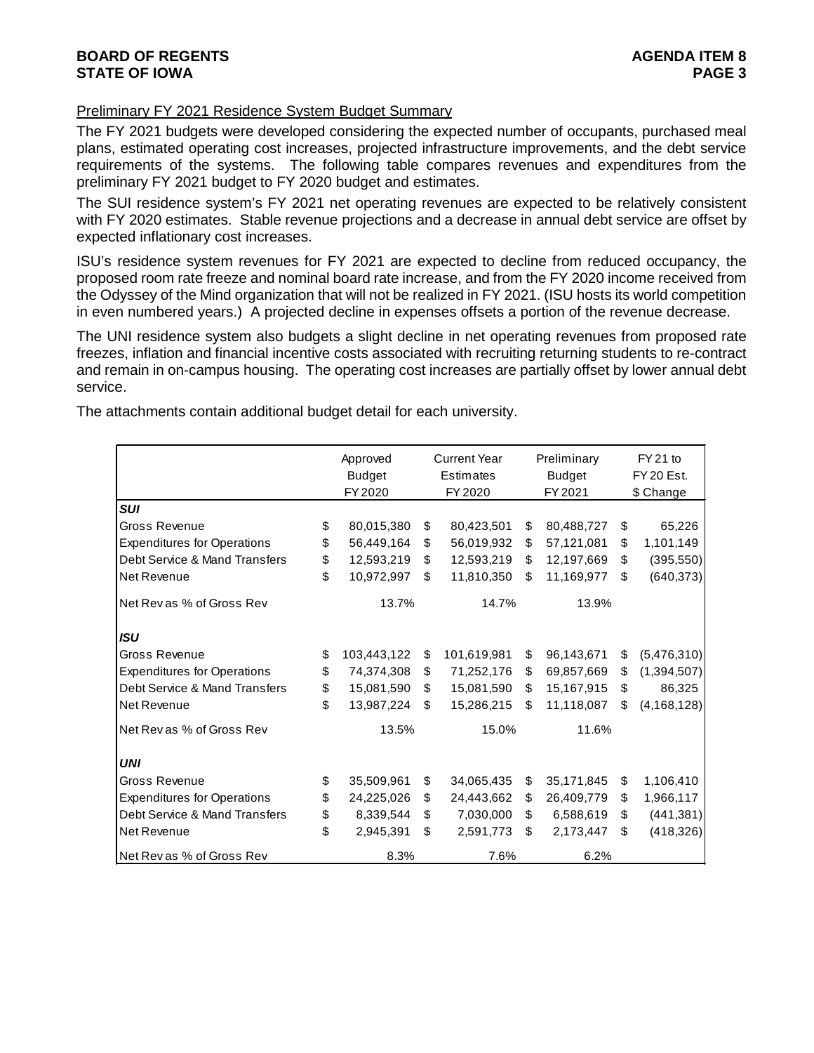Preliminary FY 2021 Residence System Budget Summary

The FY 2021 budgets were developed considering the expected number of occupants, purchased meal plans, estimated operating cost increases, projected infrastructure improvements, and the debt service requirements of the systems. The following table compares revenues and expenditures from the preliminary FY 2021 budget to FY 2020 budget and estimates.

The SUI residence system's FY 2021 net operating revenues are expected to be relatively consistent with FY 2020 estimates. Stable revenue projections and a decrease in annual debt service are offset by expected inflationary cost increases.

ISU's residence system revenues for FY 2021 are expected to decline from reduced occupancy, the proposed room rate freeze and nominal board rate increase, and from the FY 2020 income received from the Odyssey of the Mind organization that will not be realized in FY 2021. (ISU hosts its world competition in even numbered years.) A projected decline in expenses offsets a portion of the revenue decrease.

The UNI residence system also budgets a slight decline in net operating revenues from proposed rate freezes, inflation and financial incentive costs associated with recruiting returning students to re-contract and remain in on-campus housing. The operating cost increases are partially offset by lower annual debt service.

The attachments contain additional budget detail for each university.

| | Approved Budget FY 2020 | Current Year Estimates FY 2020 | Preliminary Budget FY 2021 | FY 21 to FY 20 Est. $ Change |
|---|---|---|---|---|
| ***SUI*** | | | | |
| Gross Revenue | $ 80,015,380 | $ 80,423,501 | $ 80,488,727 | $ 65,226 |
| Expenditures for Operations | $ 56,449,164 | $ 56,019,932 | $ 57,121,081 | $ 1,101,149 |
| Debt Service & Mand Transfers | $ 12,593,219 | $ 12,593,219 | $ 12,197,669 | $ (395,550) |
| Net Revenue | $ 10,972,997 | $ 11,810,350 | $ 11,169,977 | $ (640,373) |
| Net Rev as % of Gross Rev | 13.7% | 14.7% | 13.9% | |
| ***ISU*** | | | | |
| Gross Revenue | $ 103,443,122 | $ 101,619,981 | $ 96,143,671 | $ (5,476,310) |
| Expenditures for Operations | $ 74,374,308 | $ 71,252,176 | $ 69,857,669 | $ (1,394,507) |
| Debt Service & Mand Transfers | $ 15,081,590 | $ 15,081,590 | $ 15,167,915 | $ 86,325 |
| Net Revenue | $ 13,987,224 | $ 15,286,215 | $ 11,118,087 | $ (4,168,128) |
| Net Rev as % of Gross Rev | 13.5% | 15.0% | 11.6% | |
| ***UNI*** | | | | |
| Gross Revenue | $ 35,509,961 | $ 34,065,435 | $ 35,171,845 | $ 1,106,410 |
| Expenditures for Operations | $ 24,225,026 | $ 24,443,662 | $ 26,409,779 | $ 1,966,117 |
| Debt Service & Mand Transfers | $ 8,339,544 | $ 7,030,000 | $ 6,588,619 | $ (441,381) |
| Net Revenue | $ 2,945,391 | $ 2,591,773 | $ 2,173,447 | $ (418,326) |
| Net Rev as % of Gross Rev | 8.3% | 7.6% | 6.2% | |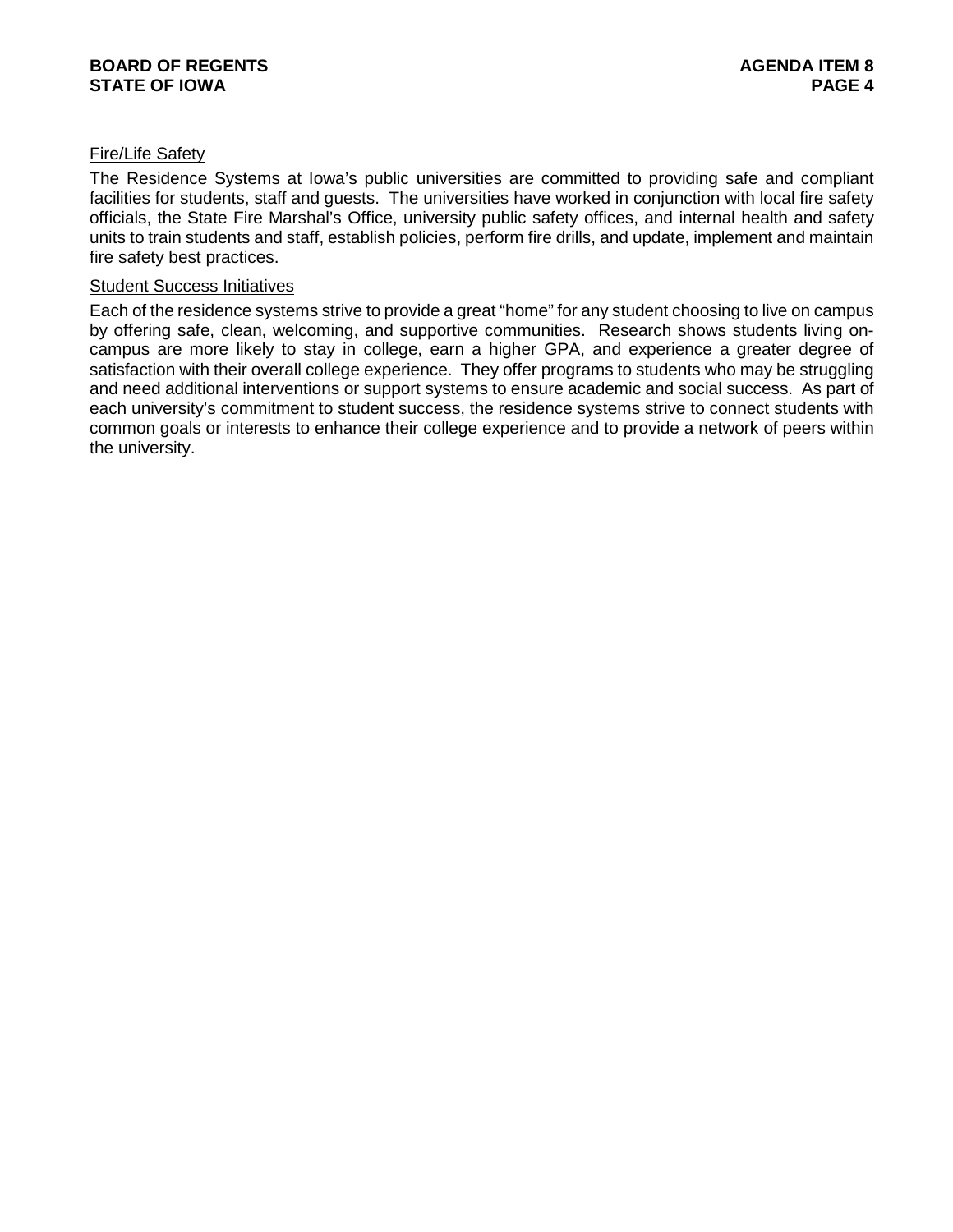<u>Fire/Life Safety</u>

The Residence Systems at Iowa's public universities are committed to providing safe and compliant facilities for students, staff and guests. The universities have worked in conjunction with local fire safety officials, the State Fire Marshal's Office, university public safety offices, and internal health and safety units to train students and staff, establish policies, perform fire drills, and update, implement and maintain fire safety best practices.

<u>Student Success Initiatives</u>

Each of the residence systems strive to provide a great "home" for any student choosing to live on campus by offering safe, clean, welcoming, and supportive communities. Research shows students living on-campus are more likely to stay in college, earn a higher GPA, and experience a greater degree of satisfaction with their overall college experience. They offer programs to students who may be struggling and need additional interventions or support systems to ensure academic and social success. As part of each university's commitment to student success, the residence systems strive to connect students with common goals or interests to enhance their college experience and to provide a network of peers within the university.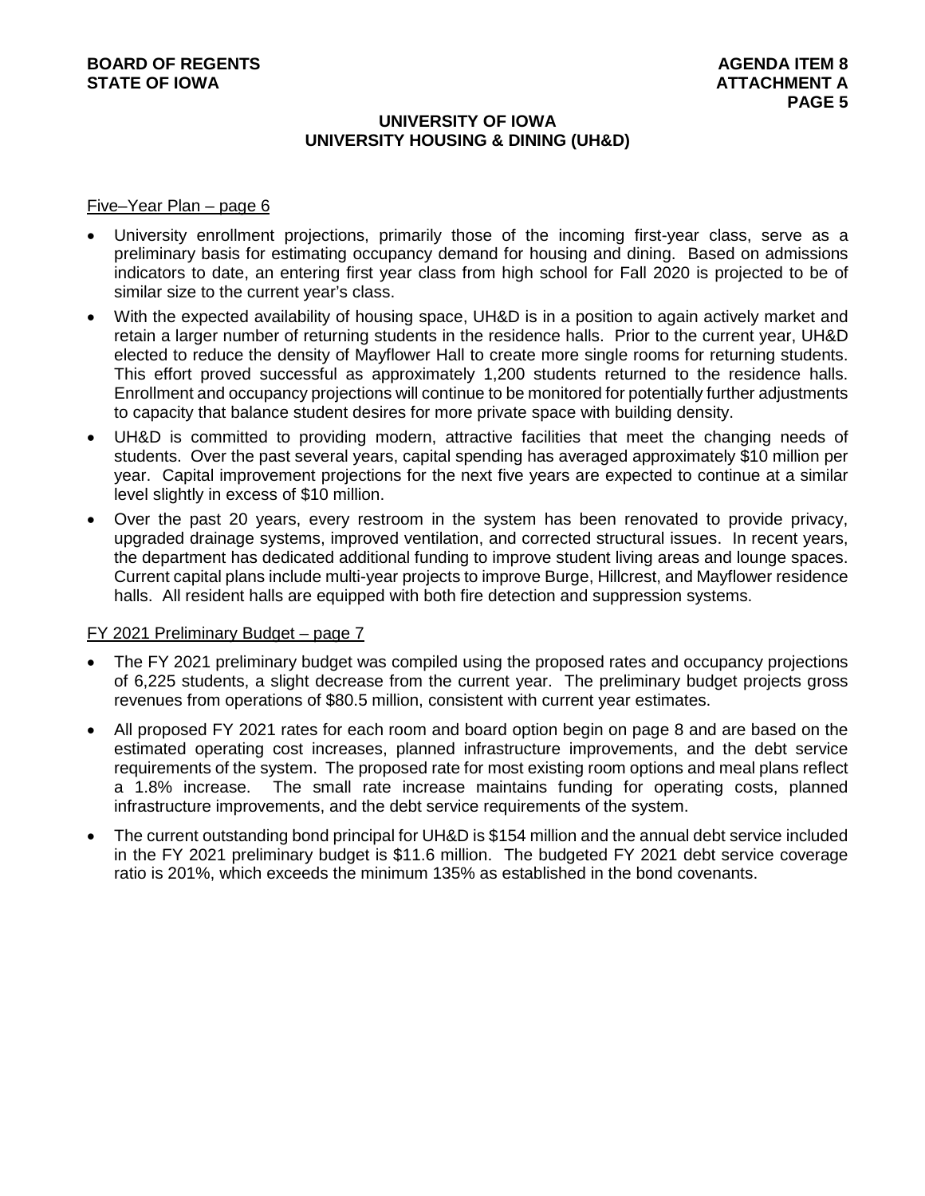## UNIVERSITY OF IOWA
## UNIVERSITY HOUSING & DINING (UH&D)

Five–Year Plan – page 6

- University enrollment projections, primarily those of the incoming first-year class, serve as a preliminary basis for estimating occupancy demand for housing and dining. Based on admissions indicators to date, an entering first year class from high school for Fall 2020 is projected to be of similar size to the current year's class.
- With the expected availability of housing space, UH&D is in a position to again actively market and retain a larger number of returning students in the residence halls. Prior to the current year, UH&D elected to reduce the density of Mayflower Hall to create more single rooms for returning students. This effort proved successful as approximately 1,200 students returned to the residence halls. Enrollment and occupancy projections will continue to be monitored for potentially further adjustments to capacity that balance student desires for more private space with building density.
- UH&D is committed to providing modern, attractive facilities that meet the changing needs of students. Over the past several years, capital spending has averaged approximately $10 million per year. Capital improvement projections for the next five years are expected to continue at a similar level slightly in excess of $10 million.
- Over the past 20 years, every restroom in the system has been renovated to provide privacy, upgraded drainage systems, improved ventilation, and corrected structural issues. In recent years, the department has dedicated additional funding to improve student living areas and lounge spaces. Current capital plans include multi-year projects to improve Burge, Hillcrest, and Mayflower residence halls. All resident halls are equipped with both fire detection and suppression systems.

FY 2021 Preliminary Budget – page 7

- The FY 2021 preliminary budget was compiled using the proposed rates and occupancy projections of 6,225 students, a slight decrease from the current year. The preliminary budget projects gross revenues from operations of $80.5 million, consistent with current year estimates.
- All proposed FY 2021 rates for each room and board option begin on page 8 and are based on the estimated operating cost increases, planned infrastructure improvements, and the debt service requirements of the system. The proposed rate for most existing room options and meal plans reflect a 1.8% increase. The small rate increase maintains funding for operating costs, planned infrastructure improvements, and the debt service requirements of the system.
- The current outstanding bond principal for UH&D is $154 million and the annual debt service included in the FY 2021 preliminary budget is $11.6 million. The budgeted FY 2021 debt service coverage ratio is 201%, which exceeds the minimum 135% as established in the bond covenants.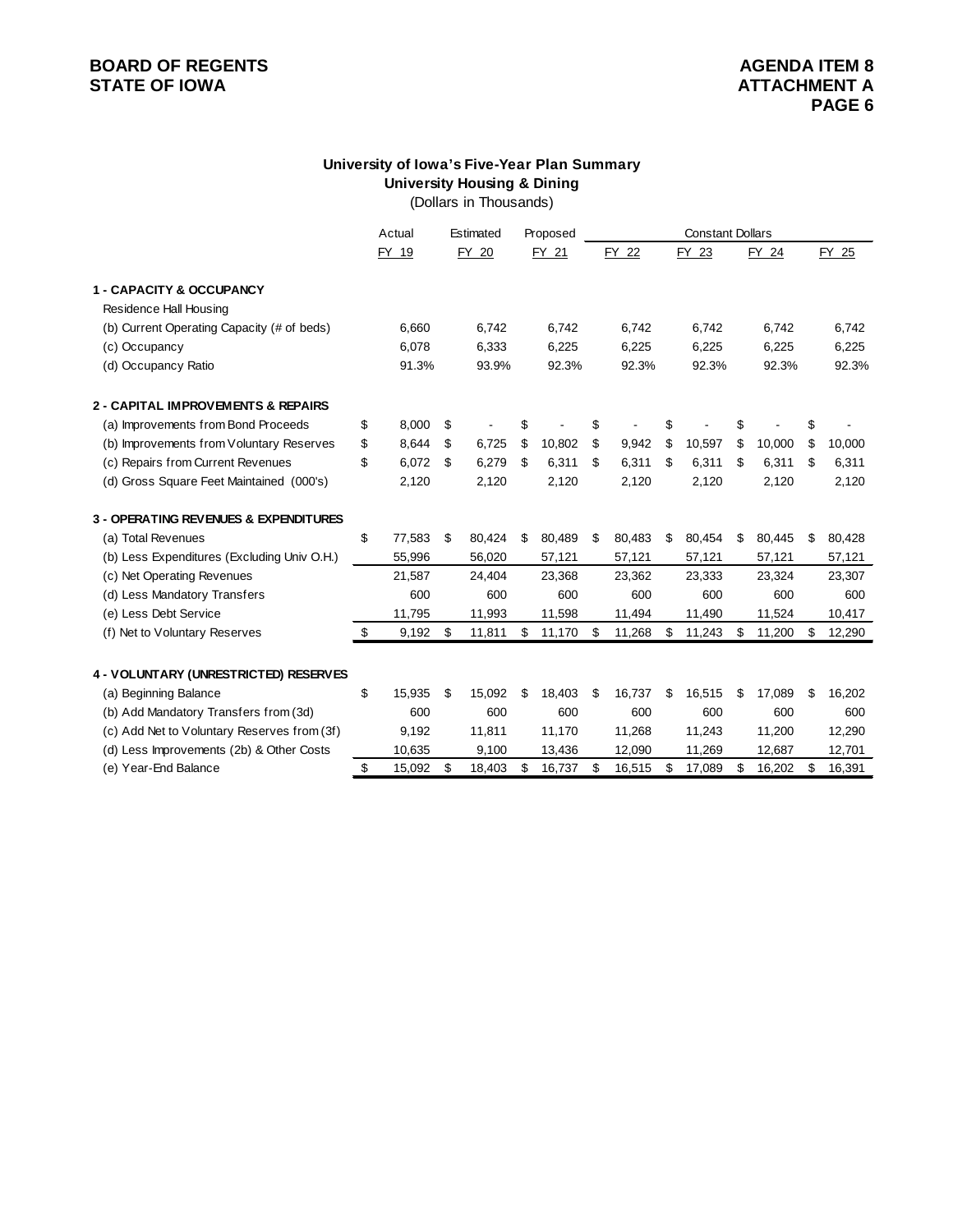**BOARD OF REGENTS**
**STATE OF IOWA**

**AGENDA ITEM 8**
**ATTACHMENT A**

## University of Iowa's Five-Year Plan Summary
### University Housing & Dining
(Dollars in Thousands)

| | Actual | Estimated | Proposed | Constant Dollars | | | |
|---|---|---|---|---|---|---|---|
| | FY 19 | FY 20 | FY 21 | FY 22 | FY 23 | FY 24 | FY 25 |
| **1 - CAPACITY & OCCUPANCY** | | | | | | | |
| Residence Hall Housing | | | | | | | |
| (b) Current Operating Capacity (# of beds) | 6,660 | 6,742 | 6,742 | 6,742 | 6,742 | 6,742 | 6,742 |
| (c) Occupancy | 6,078 | 6,333 | 6,225 | 6,225 | 6,225 | 6,225 | 6,225 |
| (d) Occupancy Ratio | 91.3% | 93.9% | 92.3% | 92.3% | 92.3% | 92.3% | 92.3% |
| **2 - CAPITAL IMPROVEMENTS & REPAIRS** | | | | | | | |
| (a) Improvements from Bond Proceeds | $ 8,000 | $ - | $ - | $ - | $ - | $ - | $ - |
| (b) Improvements from Voluntary Reserves | $ 8,644 | $ 6,725 | $ 10,802 | $ 9,942 | $ 10,597 | $ 10,000 | $ 10,000 |
| (c) Repairs from Current Revenues | $ 6,072 | $ 6,279 | $ 6,311 | $ 6,311 | $ 6,311 | $ 6,311 | $ 6,311 |
| (d) Gross Square Feet Maintained (000's) | 2,120 | 2,120 | 2,120 | 2,120 | 2,120 | 2,120 | 2,120 |
| **3 - OPERATING REVENUES & EXPENDITURES** | | | | | | | |
| (a) Total Revenues | $ 77,583 | $ 80,424 | $ 80,489 | $ 80,483 | $ 80,454 | $ 80,445 | $ 80,428 |
| (b) Less Expenditures (Excluding Univ O.H.) | 55,996 | 56,020 | 57,121 | 57,121 | 57,121 | 57,121 | 57,121 |
| (c) Net Operating Revenues | 21,587 | 24,404 | 23,368 | 23,362 | 23,333 | 23,324 | 23,307 |
| (d) Less Mandatory Transfers | 600 | 600 | 600 | 600 | 600 | 600 | 600 |
| (e) Less Debt Service | 11,795 | 11,993 | 11,598 | 11,494 | 11,490 | 11,524 | 10,417 |
| (f) Net to Voluntary Reserves | $ 9,192 | $ 11,811 | $ 11,170 | $ 11,268 | $ 11,243 | $ 11,200 | $ 12,290 |
| **4 - VOLUNTARY (UNRESTRICTED) RESERVES** | | | | | | | |
| (a) Beginning Balance | $ 15,935 | $ 15,092 | $ 18,403 | $ 16,737 | $ 16,515 | $ 17,089 | $ 16,202 |
| (b) Add Mandatory Transfers from (3d) | 600 | 600 | 600 | 600 | 600 | 600 | 600 |
| (c) Add Net to Voluntary Reserves from (3f) | 9,192 | 11,811 | 11,170 | 11,268 | 11,243 | 11,200 | 12,290 |
| (d) Less Improvements (2b) & Other Costs | 10,635 | 9,100 | 13,436 | 12,090 | 11,269 | 12,687 | 12,701 |
| (e) Year-End Balance | $ 15,092 | $ 18,403 | $ 16,737 | $ 16,515 | $ 17,089 | $ 16,202 | $ 16,391 |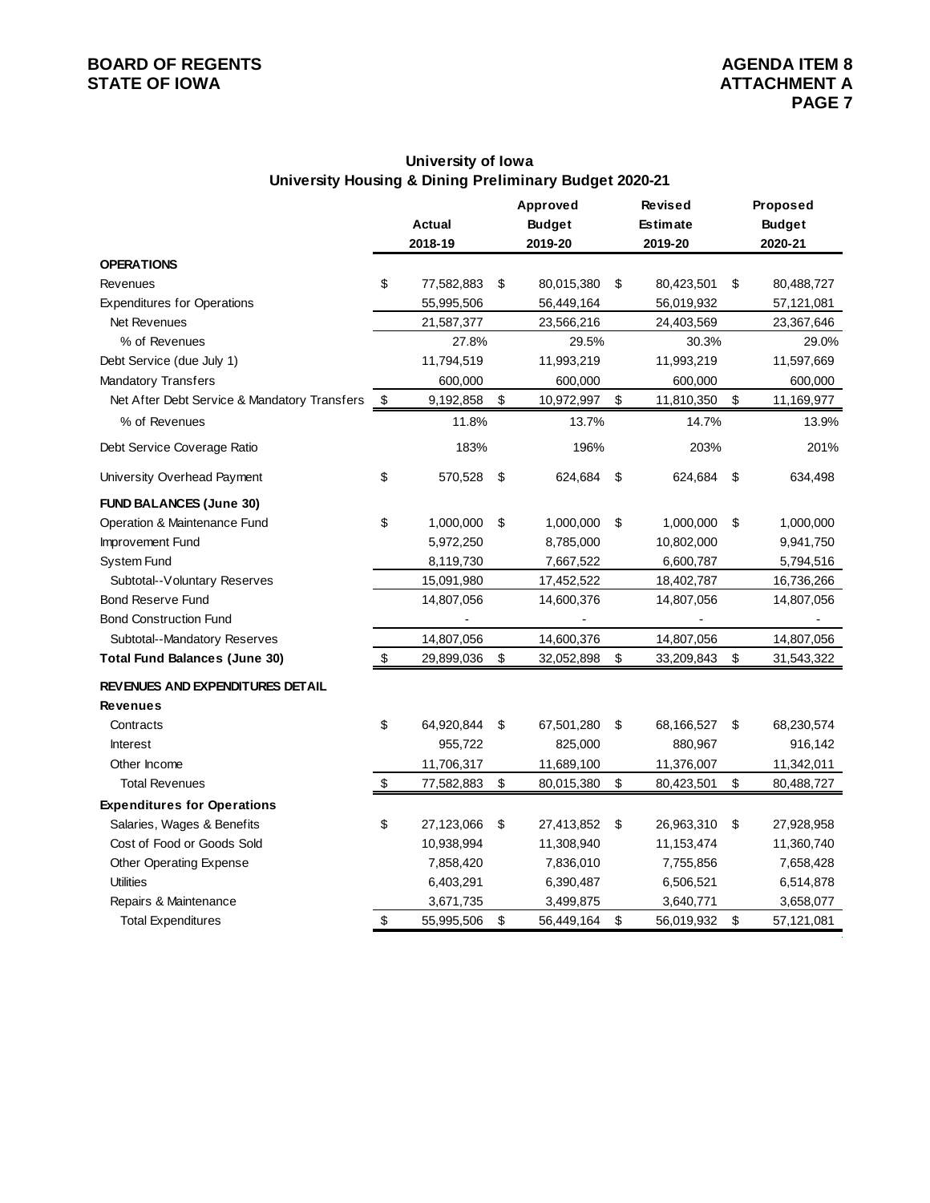BOARD OF REGENTS
STATE OF IOWA

AGENDA ITEM 8
ATTACHMENT A

## University of Iowa
## University Housing & Dining Preliminary Budget 2020-21

| | Actual 2018-19 | Approved Budget 2019-20 | Revised Estimate 2019-20 | Proposed Budget 2020-21 |
|---|---|---|---|---|
| **OPERATIONS** | | | | |
| Revenues | $ 77,582,883 | $ 80,015,380 | $ 80,423,501 | $ 80,488,727 |
| Expenditures for Operations | 55,995,506 | 56,449,164 | 56,019,932 | 57,121,081 |
| Net Revenues | 21,587,377 | 23,566,216 | 24,403,569 | 23,367,646 |
| % of Revenues | 27.8% | 29.5% | 30.3% | 29.0% |
| Debt Service (due July 1) | 11,794,519 | 11,993,219 | 11,993,219 | 11,597,669 |
| Mandatory Transfers | 600,000 | 600,000 | 600,000 | 600,000 |
| Net After Debt Service & Mandatory Transfers | $ 9,192,858 | $ 10,972,997 | $ 11,810,350 | $ 11,169,977 |
| % of Revenues | 11.8% | 13.7% | 14.7% | 13.9% |
| Debt Service Coverage Ratio | 183% | 196% | 203% | 201% |
| University Overhead Payment | $ 570,528 | $ 624,684 | $ 624,684 | $ 634,498 |
| **FUND BALANCES (June 30)** | | | | |
| Operation & Maintenance Fund | $ 1,000,000 | $ 1,000,000 | $ 1,000,000 | $ 1,000,000 |
| Improvement Fund | 5,972,250 | 8,785,000 | 10,802,000 | 9,941,750 |
| System Fund | 8,119,730 | 7,667,522 | 6,600,787 | 5,794,516 |
| Subtotal--Voluntary Reserves | 15,091,980 | 17,452,522 | 18,402,787 | 16,736,266 |
| Bond Reserve Fund | 14,807,056 | 14,600,376 | 14,807,056 | 14,807,056 |
| Bond Construction Fund | - | - | - | - |
| Subtotal--Mandatory Reserves | 14,807,056 | 14,600,376 | 14,807,056 | 14,807,056 |
| **Total Fund Balances (June 30)** | $ 29,899,036 | $ 32,052,898 | $ 33,209,843 | $ 31,543,322 |
| **REVENUES AND EXPENDITURES DETAIL** | | | | |
| **Revenues** | | | | |
| Contracts | $ 64,920,844 | $ 67,501,280 | $ 68,166,527 | $ 68,230,574 |
| Interest | 955,722 | 825,000 | 880,967 | 916,142 |
| Other Income | 11,706,317 | 11,689,100 | 11,376,007 | 11,342,011 |
| Total Revenues | $ 77,582,883 | $ 80,015,380 | $ 80,423,501 | $ 80,488,727 |
| **Expenditures for Operations** | | | | |
| Salaries, Wages & Benefits | $ 27,123,066 | $ 27,413,852 | $ 26,963,310 | $ 27,928,958 |
| Cost of Food or Goods Sold | 10,938,994 | 11,308,940 | 11,153,474 | 11,360,740 |
| Other Operating Expense | 7,858,420 | 7,836,010 | 7,755,856 | 7,658,428 |
| Utilities | 6,403,291 | 6,390,487 | 6,506,521 | 6,514,878 |
| Repairs & Maintenance | 3,671,735 | 3,499,875 | 3,640,771 | 3,658,077 |
| Total Expenditures | $ 55,995,506 | $ 56,449,164 | $ 56,019,932 | $ 57,121,081 |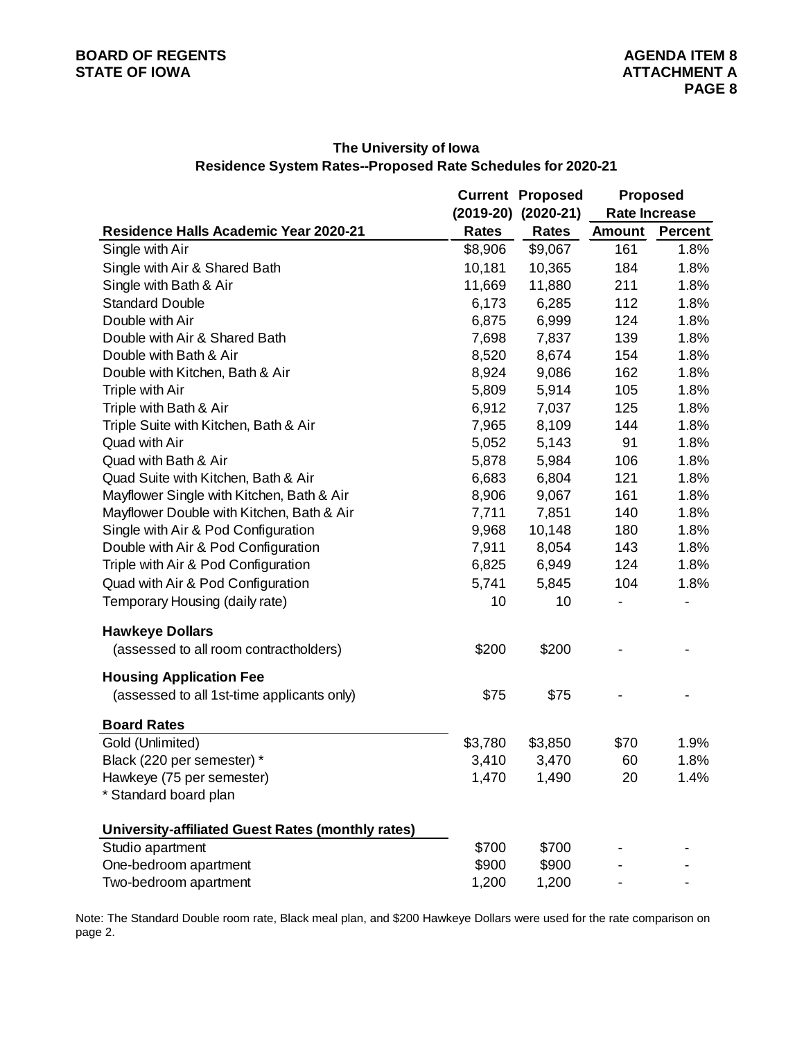## The University of Iowa
## Residence System Rates--Proposed Rate Schedules for 2020-21

| Residence Halls Academic Year 2020-21 | Current (2019-20) Rates | Proposed (2020-21) Rates | Proposed Rate Increase Amount | Proposed Rate Increase Percent |
|---|---|---|---|---|
| Single with Air | $8,906 | $9,067 | 161 | 1.8% |
| Single with Air & Shared Bath | 10,181 | 10,365 | 184 | 1.8% |
| Single with Bath & Air | 11,669 | 11,880 | 211 | 1.8% |
| Standard Double | 6,173 | 6,285 | 112 | 1.8% |
| Double with Air | 6,875 | 6,999 | 124 | 1.8% |
| Double with Air & Shared Bath | 7,698 | 7,837 | 139 | 1.8% |
| Double with Bath & Air | 8,520 | 8,674 | 154 | 1.8% |
| Double with Kitchen, Bath & Air | 8,924 | 9,086 | 162 | 1.8% |
| Triple with Air | 5,809 | 5,914 | 105 | 1.8% |
| Triple with Bath & Air | 6,912 | 7,037 | 125 | 1.8% |
| Triple Suite with Kitchen, Bath & Air | 7,965 | 8,109 | 144 | 1.8% |
| Quad with Air | 5,052 | 5,143 | 91 | 1.8% |
| Quad with Bath & Air | 5,878 | 5,984 | 106 | 1.8% |
| Quad Suite with Kitchen, Bath & Air | 6,683 | 6,804 | 121 | 1.8% |
| Mayflower Single with Kitchen, Bath & Air | 8,906 | 9,067 | 161 | 1.8% |
| Mayflower Double with Kitchen, Bath & Air | 7,711 | 7,851 | 140 | 1.8% |
| Single with Air & Pod Configuration | 9,968 | 10,148 | 180 | 1.8% |
| Double with Air & Pod Configuration | 7,911 | 8,054 | 143 | 1.8% |
| Triple with Air & Pod Configuration | 6,825 | 6,949 | 124 | 1.8% |
| Quad with Air & Pod Configuration | 5,741 | 5,845 | 104 | 1.8% |
| Temporary Housing (daily rate) | 10 | 10 | - | - |
| **Hawkeye Dollars** | | | | |
| (assessed to all room contractholders) | $200 | $200 | - | - |
| **Housing Application Fee** | | | | |
| (assessed to all 1st-time applicants only) | $75 | $75 | - | - |
| **Board Rates** | | | | |
| Gold (Unlimited) | $3,780 | $3,850 | $70 | 1.9% |
| Black (220 per semester) * | 3,410 | 3,470 | 60 | 1.8% |
| Hawkeye (75 per semester) | 1,470 | 1,490 | 20 | 1.4% |
| * Standard board plan | | | | |
| **University-affiliated Guest Rates (monthly rates)** | | | | |
| Studio apartment | $700 | $700 | - | - |
| One-bedroom apartment | $900 | $900 | - | - |
| Two-bedroom apartment | 1,200 | 1,200 | - | - |

Note: The Standard Double room rate, Black meal plan, and $200 Hawkeye Dollars were used for the rate comparison on page 2.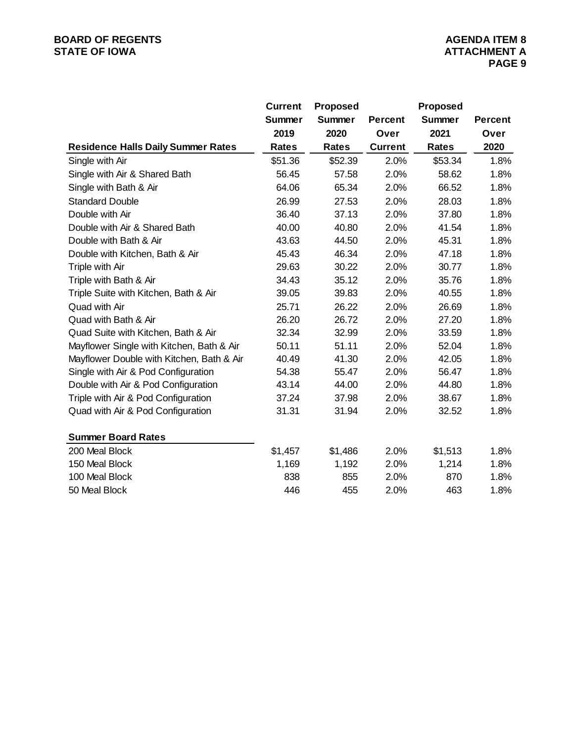| Residence Halls Daily Summer Rates | Current Summer 2019 Rates | Proposed Summer 2020 Rates | Percent Over Current | Proposed Summer 2021 Rates | Percent Over 2020 |
|---|---|---|---|---|---|
| Single with Air | $51.36 | $52.39 | 2.0% | $53.34 | 1.8% |
| Single with Air & Shared Bath | 56.45 | 57.58 | 2.0% | 58.62 | 1.8% |
| Single with Bath & Air | 64.06 | 65.34 | 2.0% | 66.52 | 1.8% |
| Standard Double | 26.99 | 27.53 | 2.0% | 28.03 | 1.8% |
| Double with Air | 36.40 | 37.13 | 2.0% | 37.80 | 1.8% |
| Double with Air & Shared Bath | 40.00 | 40.80 | 2.0% | 41.54 | 1.8% |
| Double with Bath & Air | 43.63 | 44.50 | 2.0% | 45.31 | 1.8% |
| Double with Kitchen, Bath & Air | 45.43 | 46.34 | 2.0% | 47.18 | 1.8% |
| Triple with Air | 29.63 | 30.22 | 2.0% | 30.77 | 1.8% |
| Triple with Bath & Air | 34.43 | 35.12 | 2.0% | 35.76 | 1.8% |
| Triple Suite with Kitchen, Bath & Air | 39.05 | 39.83 | 2.0% | 40.55 | 1.8% |
| Quad with Air | 25.71 | 26.22 | 2.0% | 26.69 | 1.8% |
| Quad with Bath & Air | 26.20 | 26.72 | 2.0% | 27.20 | 1.8% |
| Quad Suite with Kitchen, Bath & Air | 32.34 | 32.99 | 2.0% | 33.59 | 1.8% |
| Mayflower Single with Kitchen, Bath & Air | 50.11 | 51.11 | 2.0% | 52.04 | 1.8% |
| Mayflower Double with Kitchen, Bath & Air | 40.49 | 41.30 | 2.0% | 42.05 | 1.8% |
| Single with Air & Pod Configuration | 54.38 | 55.47 | 2.0% | 56.47 | 1.8% |
| Double with Air & Pod Configuration | 43.14 | 44.00 | 2.0% | 44.80 | 1.8% |
| Triple with Air & Pod Configuration | 37.24 | 37.98 | 2.0% | 38.67 | 1.8% |
| Quad with Air & Pod Configuration | 31.31 | 31.94 | 2.0% | 32.52 | 1.8% |
| **Summer Board Rates** | | | | | |
| 200 Meal Block | $1,457 | $1,486 | 2.0% | $1,513 | 1.8% |
| 150 Meal Block | 1,169 | 1,192 | 2.0% | 1,214 | 1.8% |
| 100 Meal Block | 838 | 855 | 2.0% | 870 | 1.8% |
| 50 Meal Block | 446 | 455 | 2.0% | 463 | 1.8% |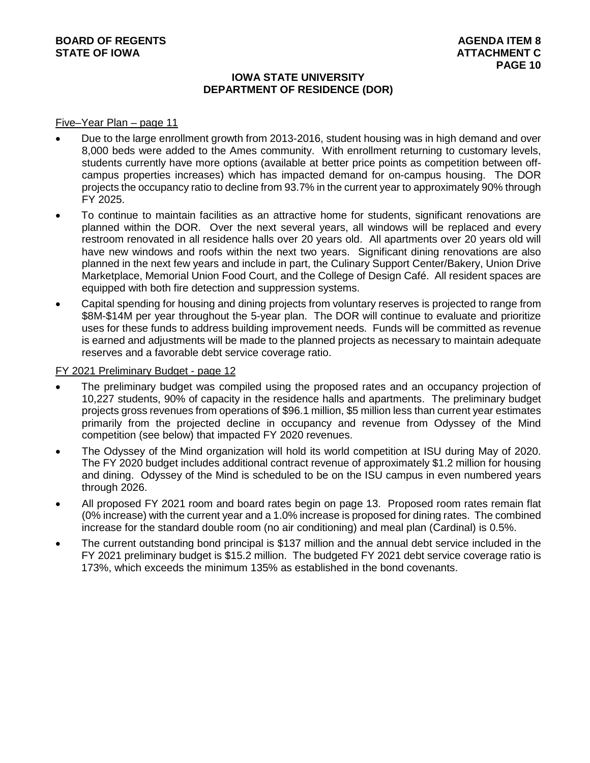# IOWA STATE UNIVERSITY
## DEPARTMENT OF RESIDENCE (DOR)

Five–Year Plan – page 11

- Due to the large enrollment growth from 2013-2016, student housing was in high demand and over 8,000 beds were added to the Ames community. With enrollment returning to customary levels, students currently have more options (available at better price points as competition between off-campus properties increases) which has impacted demand for on-campus housing. The DOR projects the occupancy ratio to decline from 93.7% in the current year to approximately 90% through FY 2025.
- To continue to maintain facilities as an attractive home for students, significant renovations are planned within the DOR. Over the next several years, all windows will be replaced and every restroom renovated in all residence halls over 20 years old. All apartments over 20 years old will have new windows and roofs within the next two years. Significant dining renovations are also planned in the next few years and include in part, the Culinary Support Center/Bakery, Union Drive Marketplace, Memorial Union Food Court, and the College of Design Café. All resident spaces are equipped with both fire detection and suppression systems.
- Capital spending for housing and dining projects from voluntary reserves is projected to range from $8M-$14M per year throughout the 5-year plan. The DOR will continue to evaluate and prioritize uses for these funds to address building improvement needs. Funds will be committed as revenue is earned and adjustments will be made to the planned projects as necessary to maintain adequate reserves and a favorable debt service coverage ratio.

FY 2021 Preliminary Budget - page 12

- The preliminary budget was compiled using the proposed rates and an occupancy projection of 10,227 students, 90% of capacity in the residence halls and apartments. The preliminary budget projects gross revenues from operations of $96.1 million, $5 million less than current year estimates primarily from the projected decline in occupancy and revenue from Odyssey of the Mind competition (see below) that impacted FY 2020 revenues.
- The Odyssey of the Mind organization will hold its world competition at ISU during May of 2020. The FY 2020 budget includes additional contract revenue of approximately $1.2 million for housing and dining. Odyssey of the Mind is scheduled to be on the ISU campus in even numbered years through 2026.
- All proposed FY 2021 room and board rates begin on page 13. Proposed room rates remain flat (0% increase) with the current year and a 1.0% increase is proposed for dining rates. The combined increase for the standard double room (no air conditioning) and meal plan (Cardinal) is 0.5%.
- The current outstanding bond principal is $137 million and the annual debt service included in the FY 2021 preliminary budget is $15.2 million. The budgeted FY 2021 debt service coverage ratio is 173%, which exceeds the minimum 135% as established in the bond covenants.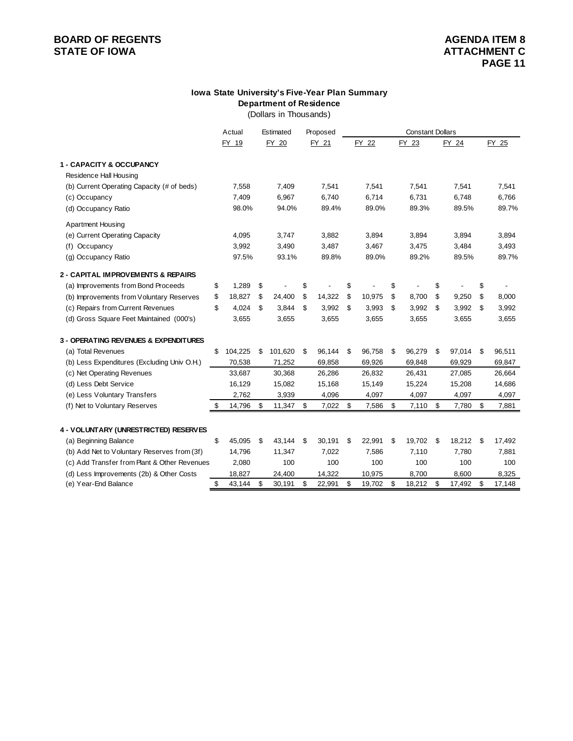**BOARD OF REGENTS**
**STATE OF IOWA**

**AGENDA ITEM 8**
**ATTACHMENT C**
**PAGE 11**

### Iowa State University's Five-Year Plan Summary
### Department of Residence
(Dollars in Thousands)

| | Actual | Estimated | Proposed | Constant Dollars | | | |
|---|---|---|---|---|---|---|---|
| | FY 19 | FY 20 | FY 21 | FY 22 | FY 23 | FY 24 | FY 25 |
| **1 - CAPACITY & OCCUPANCY** | | | | | | | |
| Residence Hall Housing | | | | | | | |
| (b) Current Operating Capacity (# of beds) | 7,558 | 7,409 | 7,541 | 7,541 | 7,541 | 7,541 | 7,541 |
| (c) Occupancy | 7,409 | 6,967 | 6,740 | 6,714 | 6,731 | 6,748 | 6,766 |
| (d) Occupancy Ratio | 98.0% | 94.0% | 89.4% | 89.0% | 89.3% | 89.5% | 89.7% |
| Apartment Housing | | | | | | | |
| (e) Current Operating Capacity | 4,095 | 3,747 | 3,882 | 3,894 | 3,894 | 3,894 | 3,894 |
| (f) Occupancy | 3,992 | 3,490 | 3,487 | 3,467 | 3,475 | 3,484 | 3,493 |
| (g) Occupancy Ratio | 97.5% | 93.1% | 89.8% | 89.0% | 89.2% | 89.5% | 89.7% |
| **2 - CAPITAL IMPROVEMENTS & REPAIRS** | | | | | | | |
| (a) Improvements from Bond Proceeds | $ 1,289 | $ - | $ - | $ - | $ - | $ - | $ - |
| (b) Improvements from Voluntary Reserves | $ 18,827 | $ 24,400 | $ 14,322 | $ 10,975 | $ 8,700 | $ 9,250 | $ 8,000 |
| (c) Repairs from Current Revenues | $ 4,024 | $ 3,844 | $ 3,992 | $ 3,993 | $ 3,992 | $ 3,992 | $ 3,992 |
| (d) Gross Square Feet Maintained (000's) | 3,655 | 3,655 | 3,655 | 3,655 | 3,655 | 3,655 | 3,655 |
| **3 - OPERATING REVENUES & EXPENDITURES** | | | | | | | |
| (a) Total Revenues | $ 104,225 | $ 101,620 | $ 96,144 | $ 96,758 | $ 96,279 | $ 97,014 | $ 96,511 |
| (b) Less Expenditures (Excluding Univ O.H.) | 70,538 | 71,252 | 69,858 | 69,926 | 69,848 | 69,929 | 69,847 |
| (c) Net Operating Revenues | 33,687 | 30,368 | 26,286 | 26,832 | 26,431 | 27,085 | 26,664 |
| (d) Less Debt Service | 16,129 | 15,082 | 15,168 | 15,149 | 15,224 | 15,208 | 14,686 |
| (e) Less Voluntary Transfers | 2,762 | 3,939 | 4,096 | 4,097 | 4,097 | 4,097 | 4,097 |
| (f) Net to Voluntary Reserves | $ 14,796 | $ 11,347 | $ 7,022 | $ 7,586 | $ 7,110 | $ 7,780 | $ 7,881 |
| **4 - VOLUNTARY (UNRESTRICTED) RESERVES** | | | | | | | |
| (a) Beginning Balance | $ 45,095 | $ 43,144 | $ 30,191 | $ 22,991 | $ 19,702 | $ 18,212 | $ 17,492 |
| (b) Add Net to Voluntary Reserves from (3f) | 14,796 | 11,347 | 7,022 | 7,586 | 7,110 | 7,780 | 7,881 |
| (c) Add Transfer from Plant & Other Revenues | 2,080 | 100 | 100 | 100 | 100 | 100 | 100 |
| (d) Less Improvements (2b) & Other Costs | 18,827 | 24,400 | 14,322 | 10,975 | 8,700 | 8,600 | 8,325 |
| (e) Year-End Balance | $ 43,144 | $ 30,191 | $ 22,991 | $ 19,702 | $ 18,212 | $ 17,492 | $ 17,148 |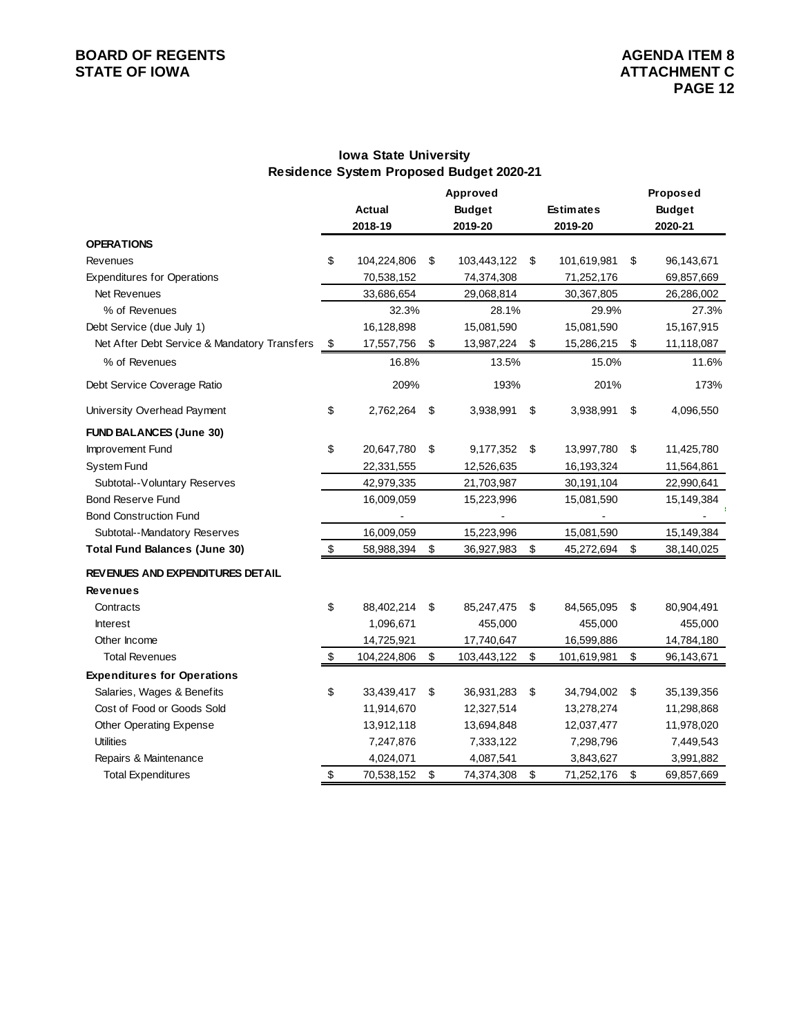**BOARD OF REGENTS**
**STATE OF IOWA**

**AGENDA ITEM 8**
**ATTACHMENT C**

## Iowa State University
## Residence System Proposed Budget 2020-21

| | Actual 2018-19 | Approved Budget 2019-20 | Estimates 2019-20 | Proposed Budget 2020-21 |
|---|---|---|---|---|
| **OPERATIONS** | | | | |
| Revenues | $ 104,224,806 | $ 103,443,122 | $ 101,619,981 | $ 96,143,671 |
| Expenditures for Operations | 70,538,152 | 74,374,308 | 71,252,176 | 69,857,669 |
| Net Revenues | 33,686,654 | 29,068,814 | 30,367,805 | 26,286,002 |
| % of Revenues | 32.3% | 28.1% | 29.9% | 27.3% |
| Debt Service (due July 1) | 16,128,898 | 15,081,590 | 15,081,590 | 15,167,915 |
| Net After Debt Service & Mandatory Transfers | $ 17,557,756 | $ 13,987,224 | $ 15,286,215 | $ 11,118,087 |
| % of Revenues | 16.8% | 13.5% | 15.0% | 11.6% |
| Debt Service Coverage Ratio | 209% | 193% | 201% | 173% |
| University Overhead Payment | $ 2,762,264 | $ 3,938,991 | $ 3,938,991 | $ 4,096,550 |
| **FUND BALANCES (June 30)** | | | | |
| Improvement Fund | $ 20,647,780 | $ 9,177,352 | $ 13,997,780 | $ 11,425,780 |
| System Fund | 22,331,555 | 12,526,635 | 16,193,324 | 11,564,861 |
| Subtotal--Voluntary Reserves | 42,979,335 | 21,703,987 | 30,191,104 | 22,990,641 |
| Bond Reserve Fund | 16,009,059 | 15,223,996 | 15,081,590 | 15,149,384 |
| Bond Construction Fund | - | - | - | - |
| Subtotal--Mandatory Reserves | 16,009,059 | 15,223,996 | 15,081,590 | 15,149,384 |
| **Total Fund Balances (June 30)** | $ 58,988,394 | $ 36,927,983 | $ 45,272,694 | $ 38,140,025 |
| **REVENUES AND EXPENDITURES DETAIL** | | | | |
| **Revenues** | | | | |
| Contracts | $ 88,402,214 | $ 85,247,475 | $ 84,565,095 | $ 80,904,491 |
| Interest | 1,096,671 | 455,000 | 455,000 | 455,000 |
| Other Income | 14,725,921 | 17,740,647 | 16,599,886 | 14,784,180 |
| Total Revenues | $ 104,224,806 | $ 103,443,122 | $ 101,619,981 | $ 96,143,671 |
| **Expenditures for Operations** | | | | |
| Salaries, Wages & Benefits | $ 33,439,417 | $ 36,931,283 | $ 34,794,002 | $ 35,139,356 |
| Cost of Food or Goods Sold | 11,914,670 | 12,327,514 | 13,278,274 | 11,298,868 |
| Other Operating Expense | 13,912,118 | 13,694,848 | 12,037,477 | 11,978,020 |
| Utilities | 7,247,876 | 7,333,122 | 7,298,796 | 7,449,543 |
| Repairs & Maintenance | 4,024,071 | 4,087,541 | 3,843,627 | 3,991,882 |
| Total Expenditures | $ 70,538,152 | $ 74,374,308 | $ 71,252,176 | $ 69,857,669 |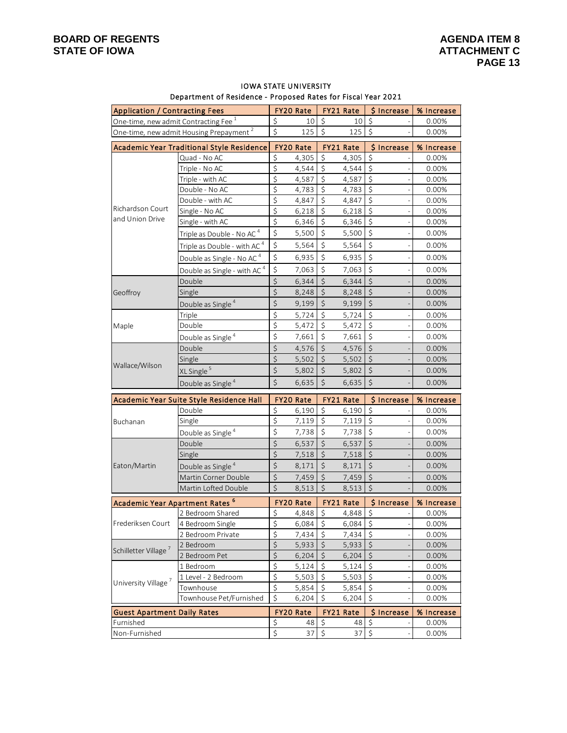**BOARD OF REGENTS**
**STATE OF IOWA**

**AGENDA ITEM 8**
**ATTACHMENT C**

IOWA STATE UNIVERSITY
Department of Residence - Proposed Rates for Fiscal Year 2021

| Application / Contracting Fees | | FY20 Rate | FY21 Rate | $ Increase | % Increase |
|---|---|---|---|---|---|
| One-time, new admit Contracting Fee [1] | | $ 10 | $ 10 | $ - | 0.00% |
| One-time, new admit Housing Prepayment [2] | | $ 125 | $ 125 | $ - | 0.00% |
| **Academic Year Traditional Style Residence** | | **FY20 Rate** | **FY21 Rate** | **$ Increase** | **% Increase** |
| Richardson Court and Union Drive | Quad - No AC | $ 4,305 | $ 4,305 | $ - | 0.00% |
| | Triple - No AC | $ 4,544 | $ 4,544 | $ - | 0.00% |
| | Triple - with AC | $ 4,587 | $ 4,587 | $ - | 0.00% |
| | Double - No AC | $ 4,783 | $ 4,783 | $ - | 0.00% |
| | Double - with AC | $ 4,847 | $ 4,847 | $ - | 0.00% |
| | Single - No AC | $ 6,218 | $ 6,218 | $ - | 0.00% |
| | Single - with AC | $ 6,346 | $ 6,346 | $ - | 0.00% |
| | Triple as Double - No AC [4] | $ 5,500 | $ 5,500 | $ - | 0.00% |
| | Triple as Double - with AC [4] | $ 5,564 | $ 5,564 | $ - | 0.00% |
| | Double as Single - No AC [4] | $ 6,935 | $ 6,935 | $ - | 0.00% |
| | Double as Single - with AC [4] | $ 7,063 | $ 7,063 | $ - | 0.00% |
| Geoffroy | Double | $ 6,344 | $ 6,344 | $ - | 0.00% |
| | Single | $ 8,248 | $ 8,248 | $ - | 0.00% |
| | Double as Single [4] | $ 9,199 | $ 9,199 | $ - | 0.00% |
| Maple | Triple | $ 5,724 | $ 5,724 | $ - | 0.00% |
| | Double | $ 5,472 | $ 5,472 | $ - | 0.00% |
| | Double as Single [4] | $ 7,661 | $ 7,661 | $ - | 0.00% |
| Wallace/Wilson | Double | $ 4,576 | $ 4,576 | $ - | 0.00% |
| | Single | $ 5,502 | $ 5,502 | $ - | 0.00% |
| | XL Single [5] | $ 5,802 | $ 5,802 | $ - | 0.00% |
| | Double as Single [4] | $ 6,635 | $ 6,635 | $ - | 0.00% |
| **Academic Year Suite Style Residence Hall** | | **FY20 Rate** | **FY21 Rate** | **$ Increase** | **% Increase** |
| Buchanan | Double | $ 6,190 | $ 6,190 | $ - | 0.00% |
| | Single | $ 7,119 | $ 7,119 | $ - | 0.00% |
| | Double as Single [4] | $ 7,738 | $ 7,738 | $ - | 0.00% |
| Eaton/Martin | Double | $ 6,537 | $ 6,537 | $ - | 0.00% |
| | Single | $ 7,518 | $ 7,518 | $ - | 0.00% |
| | Double as Single [4] | $ 8,171 | $ 8,171 | $ - | 0.00% |
| | Martin Corner Double | $ 7,459 | $ 7,459 | $ - | 0.00% |
| | Martin Lofted Double | $ 8,513 | $ 8,513 | $ - | 0.00% |
| **Academic Year Apartment Rates [6]** | | **FY20 Rate** | **FY21 Rate** | **$ Increase** | **% Increase** |
| Frederiksen Court | 2 Bedroom Shared | $ 4,848 | $ 4,848 | $ - | 0.00% |
| | 4 Bedroom Single | $ 6,084 | $ 6,084 | $ - | 0.00% |
| | 2 Bedroom Private | $ 7,434 | $ 7,434 | $ - | 0.00% |
| Schilletter Village [7] | 2 Bedroom | $ 5,933 | $ 5,933 | $ - | 0.00% |
| | 2 Bedroom Pet | $ 6,204 | $ 6,204 | $ - | 0.00% |
| University Village [7] | 1 Bedroom | $ 5,124 | $ 5,124 | $ - | 0.00% |
| | 1 Level - 2 Bedroom | $ 5,503 | $ 5,503 | $ - | 0.00% |
| | Townhouse | $ 5,854 | $ 5,854 | $ - | 0.00% |
| | Townhouse Pet/Furnished | $ 6,204 | $ 6,204 | $ - | 0.00% |
| **Guest Apartment Daily Rates** | | **FY20 Rate** | **FY21 Rate** | **$ Increase** | **% Increase** |
| Furnished | | $ 48 | $ 48 | $ - | 0.00% |
| Non-Furnished | | $ 37 | $ 37 | $ - | 0.00% |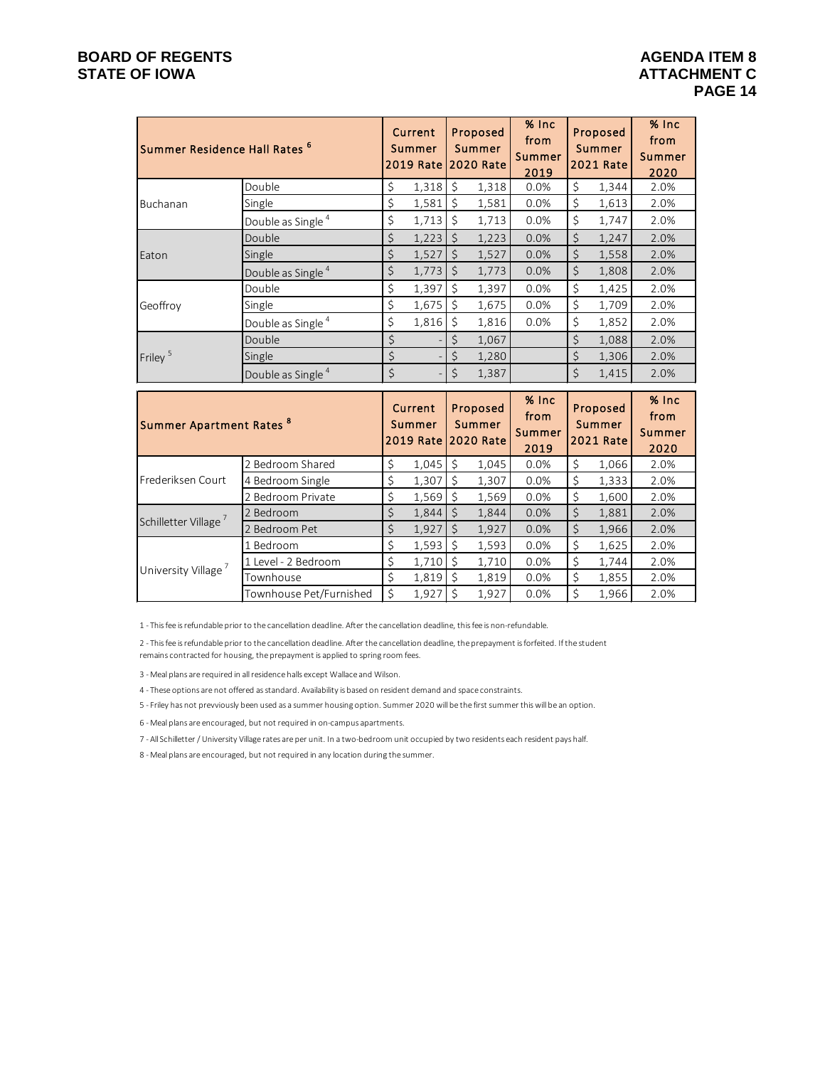| Summer Residence Hall Rates [6] | | Current Summer 2019 Rate | Proposed Summer 2020 Rate | % Inc from Summer 2019 | Proposed Summer 2021 Rate | % Inc from Summer 2020 |
|---|---|---|---|---|---|---|
| Buchanan | Double | $ 1,318 | $ 1,318 | 0.0% | $ 1,344 | 2.0% |
| | Single | $ 1,581 | $ 1,581 | 0.0% | $ 1,613 | 2.0% |
| | Double as Single [4] | $ 1,713 | $ 1,713 | 0.0% | $ 1,747 | 2.0% |
| Eaton | Double | $ 1,223 | $ 1,223 | 0.0% | $ 1,247 | 2.0% |
| | Single | $ 1,527 | $ 1,527 | 0.0% | $ 1,558 | 2.0% |
| | Double as Single [4] | $ 1,773 | $ 1,773 | 0.0% | $ 1,808 | 2.0% |
| Geoffroy | Double | $ 1,397 | $ 1,397 | 0.0% | $ 1,425 | 2.0% |
| | Single | $ 1,675 | $ 1,675 | 0.0% | $ 1,709 | 2.0% |
| | Double as Single [4] | $ 1,816 | $ 1,816 | 0.0% | $ 1,852 | 2.0% |
| Friley [5] | Double | $ - | $ 1,067 | | $ 1,088 | 2.0% |
| | Single | $ - | $ 1,280 | | $ 1,306 | 2.0% |
| | Double as Single [4] | $ - | $ 1,387 | | $ 1,415 | 2.0% |

| Summer Apartment Rates [8] | | Current Summer 2019 Rate | Proposed Summer 2020 Rate | % Inc from Summer 2019 | Proposed Summer 2021 Rate | % Inc from Summer 2020 |
|---|---|---|---|---|---|---|
| Frederiksen Court | 2 Bedroom Shared | $ 1,045 | $ 1,045 | 0.0% | $ 1,066 | 2.0% |
| | 4 Bedroom Single | $ 1,307 | $ 1,307 | 0.0% | $ 1,333 | 2.0% |
| | 2 Bedroom Private | $ 1,569 | $ 1,569 | 0.0% | $ 1,600 | 2.0% |
| Schilletter Village [7] | 2 Bedroom | $ 1,844 | $ 1,844 | 0.0% | $ 1,881 | 2.0% |
| | 2 Bedroom Pet | $ 1,927 | $ 1,927 | 0.0% | $ 1,966 | 2.0% |
| University Village [7] | 1 Bedroom | $ 1,593 | $ 1,593 | 0.0% | $ 1,625 | 2.0% |
| | 1 Level - 2 Bedroom | $ 1,710 | $ 1,710 | 0.0% | $ 1,744 | 2.0% |
| | Townhouse | $ 1,819 | $ 1,819 | 0.0% | $ 1,855 | 2.0% |
| | Townhouse Pet/Furnished | $ 1,927 | $ 1,927 | 0.0% | $ 1,966 | 2.0% |

1 - This fee is refundable prior to the cancellation deadline. After the cancellation deadline, this fee is non-refundable.

2 - This fee is refundable prior to the cancellation deadline. After the cancellation deadline, the prepayment is forfeited. If the student remains contracted for housing, the prepayment is applied to spring room fees.

3 - Meal plans are required in all residence halls except Wallace and Wilson.

4 - These options are not offered as standard. Availability is based on resident demand and space constraints.

5 - Friley has not prevviously been used as a summer housing option. Summer 2020 will be the first summer this will be an option.

6 - Meal plans are encouraged, but not required in on-campus apartments.

7 - All Schilletter / University Village rates are per unit. In a two-bedroom unit occupied by two residents each resident pays half.

8 - Meal plans are encouraged, but not required in any location during the summer.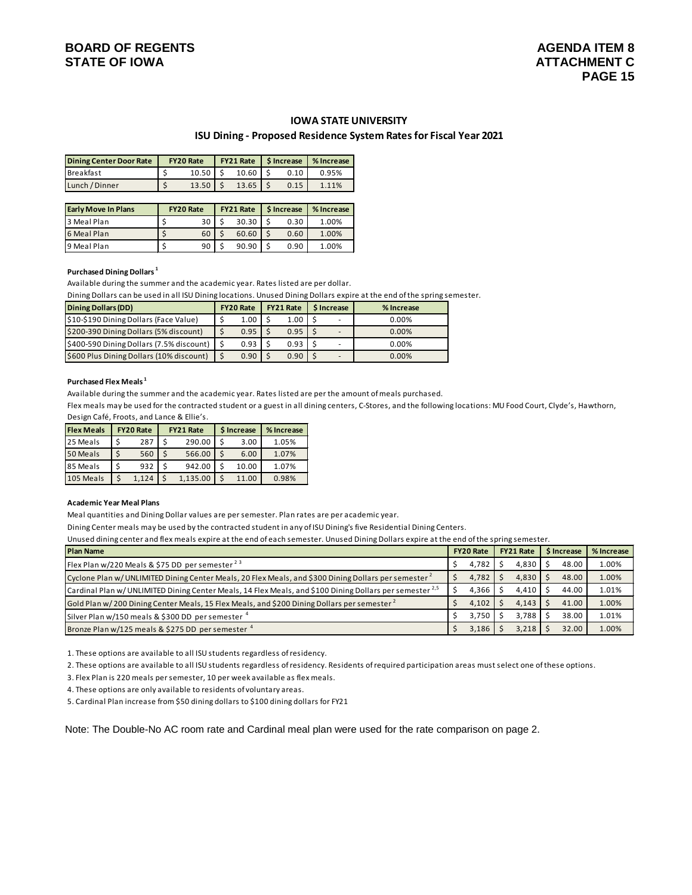## IOWA STATE UNIVERSITY

### ISU Dining - Proposed Residence System Rates for Fiscal Year 2021

| Dining Center Door Rate | FY20 Rate | FY21 Rate | $ Increase | % Increase |
|---|---|---|---|---|
| Breakfast | $ 10.50 | $ 10.60 | $ 0.10 | 0.95% |
| Lunch / Dinner | $ 13.50 | $ 13.65 | $ 0.15 | 1.11% |

| Early Move In Plans | FY20 Rate | FY21 Rate | $ Increase | % Increase |
|---|---|---|---|---|
| 3 Meal Plan | $ 30 | $ 30.30 | $ 0.30 | 1.00% |
| 6 Meal Plan | $ 60 | $ 60.60 | $ 0.60 | 1.00% |
| 9 Meal Plan | $ 90 | $ 90.90 | $ 0.90 | 1.00% |

**Purchased Dining Dollars [1]**

Available during the summer and the academic year. Rates listed are per dollar.

Dining Dollars can be used in all ISU Dining locations. Unused Dining Dollars expire at the end of the spring semester.

| Dining Dollars (DD) | FY20 Rate | FY21 Rate | $ Increase | % Increase |
|---|---|---|---|---|
| $10-$190 Dining Dollars (Face Value) | $ 1.00 | $ 1.00 | $ - | 0.00% |
| $200-390 Dining Dollars (5% discount) | $ 0.95 | $ 0.95 | $ - | 0.00% |
| $400-590 Dining Dollars (7.5% discount) | $ 0.93 | $ 0.93 | $ - | 0.00% |
| $600 Plus Dining Dollars (10% discount) | $ 0.90 | $ 0.90 | $ - | 0.00% |

**Purchased Flex Meals [1]**

Available during the summer and the academic year. Rates listed are per the amount of meals purchased.

Flex meals may be used for the contracted student or a guest in all dining centers, C-Stores, and the following locations: MU Food Court, Clyde's, Hawthorn, Design Café, Froots, and Lance & Ellie's.

| Flex Meals | FY20 Rate | FY21 Rate | $ Increase | % Increase |
|---|---|---|---|---|
| 25 Meals | $ 287 | $ 290.00 | $ 3.00 | 1.05% |
| 50 Meals | $ 560 | $ 566.00 | $ 6.00 | 1.07% |
| 85 Meals | $ 932 | $ 942.00 | $ 10.00 | 1.07% |
| 105 Meals | $ 1,124 | $ 1,135.00 | $ 11.00 | 0.98% |

**Academic Year Meal Plans**

Meal quantities and Dining Dollar values are per semester. Plan rates are per academic year.

Dining Center meals may be used by the contracted student in any of ISU Dining's five Residential Dining Centers.

Unused dining center and flex meals expire at the end of each semester. Unused Dining Dollars expire at the end of the spring semester.

| Plan Name | FY20 Rate | FY21 Rate | $ Increase | % Increase |
|---|---|---|---|---|
| Flex Plan w/220 Meals & $75 DD per semester [2,3] | $ 4,782 | $ 4,830 | $ 48.00 | 1.00% |
| Cyclone Plan w/ UNLIMITED Dining Center Meals, 20 Flex Meals, and $300 Dining Dollars per semester [2] | $ 4,782 | $ 4,830 | $ 48.00 | 1.00% |
| Cardinal Plan w/ UNLIMITED Dining Center Meals, 14 Flex Meals, and $100 Dining Dollars per semester [2,5] | $ 4,366 | $ 4,410 | $ 44.00 | 1.01% |
| Gold Plan w/ 200 Dining Center Meals, 15 Flex Meals, and $200 Dining Dollars per semester [2] | $ 4,102 | $ 4,143 | $ 41.00 | 1.00% |
| Silver Plan w/150 meals & $300 DD per semester [4] | $ 3,750 | $ 3,788 | $ 38.00 | 1.01% |
| Bronze Plan w/125 meals & $275 DD per semester [4] | $ 3,186 | $ 3,218 | $ 32.00 | 1.00% |

1. These options are available to all ISU students regardless of residency.
2. These options are available to all ISU students regardless of residency. Residents of required participation areas must select one of these options.
3. Flex Plan is 220 meals per semester, 10 per week available as flex meals.
4. These options are only available to residents of voluntary areas.
5. Cardinal Plan increase from $50 dining dollars to $100 dining dollars for FY21

Note: The Double-No AC room rate and Cardinal meal plan were used for the rate comparison on page 2.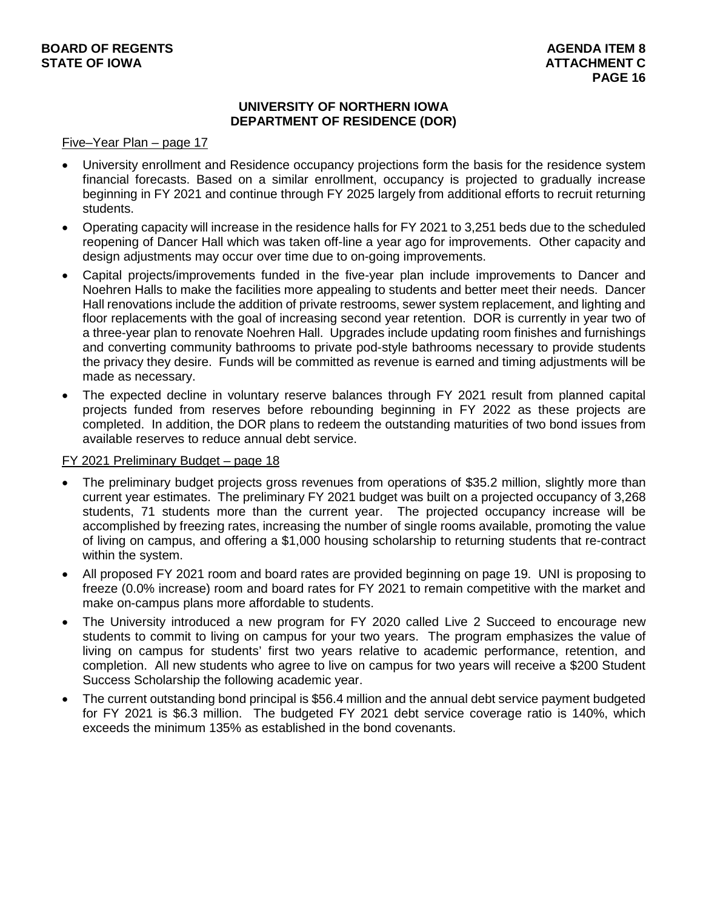## UNIVERSITY OF NORTHERN IOWA
## DEPARTMENT OF RESIDENCE (DOR)

Five–Year Plan – page 17

- University enrollment and Residence occupancy projections form the basis for the residence system financial forecasts. Based on a similar enrollment, occupancy is projected to gradually increase beginning in FY 2021 and continue through FY 2025 largely from additional efforts to recruit returning students.
- Operating capacity will increase in the residence halls for FY 2021 to 3,251 beds due to the scheduled reopening of Dancer Hall which was taken off-line a year ago for improvements. Other capacity and design adjustments may occur over time due to on-going improvements.
- Capital projects/improvements funded in the five-year plan include improvements to Dancer and Noehren Halls to make the facilities more appealing to students and better meet their needs. Dancer Hall renovations include the addition of private restrooms, sewer system replacement, and lighting and floor replacements with the goal of increasing second year retention. DOR is currently in year two of a three-year plan to renovate Noehren Hall. Upgrades include updating room finishes and furnishings and converting community bathrooms to private pod-style bathrooms necessary to provide students the privacy they desire. Funds will be committed as revenue is earned and timing adjustments will be made as necessary.
- The expected decline in voluntary reserve balances through FY 2021 result from planned capital projects funded from reserves before rebounding beginning in FY 2022 as these projects are completed. In addition, the DOR plans to redeem the outstanding maturities of two bond issues from available reserves to reduce annual debt service.

FY 2021 Preliminary Budget – page 18

- The preliminary budget projects gross revenues from operations of \$35.2 million, slightly more than current year estimates. The preliminary FY 2021 budget was built on a projected occupancy of 3,268 students, 71 students more than the current year. The projected occupancy increase will be accomplished by freezing rates, increasing the number of single rooms available, promoting the value of living on campus, and offering a \$1,000 housing scholarship to returning students that re-contract within the system.
- All proposed FY 2021 room and board rates are provided beginning on page 19. UNI is proposing to freeze (0.0% increase) room and board rates for FY 2021 to remain competitive with the market and make on-campus plans more affordable to students.
- The University introduced a new program for FY 2020 called Live 2 Succeed to encourage new students to commit to living on campus for your two years. The program emphasizes the value of living on campus for students' first two years relative to academic performance, retention, and completion. All new students who agree to live on campus for two years will receive a \$200 Student Success Scholarship the following academic year.
- The current outstanding bond principal is \$56.4 million and the annual debt service payment budgeted for FY 2021 is \$6.3 million. The budgeted FY 2021 debt service coverage ratio is 140%, which exceeds the minimum 135% as established in the bond covenants.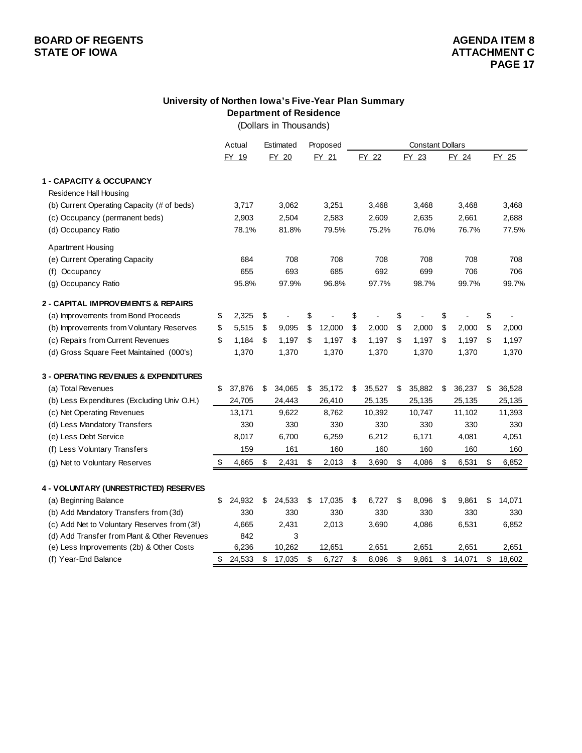**BOARD OF REGENTS**
**STATE OF IOWA**

**AGENDA ITEM 8**
**ATTACHMENT C**
**PAGE 17**

## University of Northen Iowa's Five-Year Plan Summary
### Department of Residence
(Dollars in Thousands)

| | Actual | Estimated | Proposed | Constant Dollars | | | |
|---|---|---|---|---|---|---|---|
| | FY 19 | FY 20 | FY 21 | FY 22 | FY 23 | FY 24 | FY 25 |
| **1 - CAPACITY & OCCUPANCY** | | | | | | | |
| Residence Hall Housing | | | | | | | |
| (b) Current Operating Capacity (# of beds) | 3,717 | 3,062 | 3,251 | 3,468 | 3,468 | 3,468 | 3,468 |
| (c) Occupancy (permanent beds) | 2,903 | 2,504 | 2,583 | 2,609 | 2,635 | 2,661 | 2,688 |
| (d) Occupancy Ratio | 78.1% | 81.8% | 79.5% | 75.2% | 76.0% | 76.7% | 77.5% |
| Apartment Housing | | | | | | | |
| (e) Current Operating Capacity | 684 | 708 | 708 | 708 | 708 | 708 | 708 |
| (f) Occupancy | 655 | 693 | 685 | 692 | 699 | 706 | 706 |
| (g) Occupancy Ratio | 95.8% | 97.9% | 96.8% | 97.7% | 98.7% | 99.7% | 99.7% |
| **2 - CAPITAL IMPROVEMENTS & REPAIRS** | | | | | | | |
| (a) Improvements from Bond Proceeds | $ 2,325 | $ - | $ - | $ - | $ - | $ - | $ - |
| (b) Improvements from Voluntary Reserves | $ 5,515 | $ 9,095 | $ 12,000 | $ 2,000 | $ 2,000 | $ 2,000 | $ 2,000 |
| (c) Repairs from Current Revenues | $ 1,184 | $ 1,197 | $ 1,197 | $ 1,197 | $ 1,197 | $ 1,197 | $ 1,197 |
| (d) Gross Square Feet Maintained (000's) | 1,370 | 1,370 | 1,370 | 1,370 | 1,370 | 1,370 | 1,370 |
| **3 - OPERATING REVENUES & EXPENDITURES** | | | | | | | |
| (a) Total Revenues | $ 37,876 | $ 34,065 | $ 35,172 | $ 35,527 | $ 35,882 | $ 36,237 | $ 36,528 |
| (b) Less Expenditures (Excluding Univ O.H.) | 24,705 | 24,443 | 26,410 | 25,135 | 25,135 | 25,135 | 25,135 |
| (c) Net Operating Revenues | 13,171 | 9,622 | 8,762 | 10,392 | 10,747 | 11,102 | 11,393 |
| (d) Less Mandatory Transfers | 330 | 330 | 330 | 330 | 330 | 330 | 330 |
| (e) Less Debt Service | 8,017 | 6,700 | 6,259 | 6,212 | 6,171 | 4,081 | 4,051 |
| (f) Less Voluntary Transfers | 159 | 161 | 160 | 160 | 160 | 160 | 160 |
| (g) Net to Voluntary Reserves | $ 4,665 | $ 2,431 | $ 2,013 | $ 3,690 | $ 4,086 | $ 6,531 | $ 6,852 |
| **4 - VOLUNTARY (UNRESTRICTED) RESERVES** | | | | | | | |
| (a) Beginning Balance | $ 24,932 | $ 24,533 | $ 17,035 | $ 6,727 | $ 8,096 | $ 9,861 | $ 14,071 |
| (b) Add Mandatory Transfers from (3d) | 330 | 330 | 330 | 330 | 330 | 330 | 330 |
| (c) Add Net to Voluntary Reserves from (3f) | 4,665 | 2,431 | 2,013 | 3,690 | 4,086 | 6,531 | 6,852 |
| (d) Add Transfer from Plant & Other Revenues | 842 | 3 | | | | | |
| (e) Less Improvements (2b) & Other Costs | 6,236 | 10,262 | 12,651 | 2,651 | 2,651 | 2,651 | 2,651 |
| (f) Year-End Balance | $ 24,533 | $ 17,035 | $ 6,727 | $ 8,096 | $ 9,861 | $ 14,071 | $ 18,602 |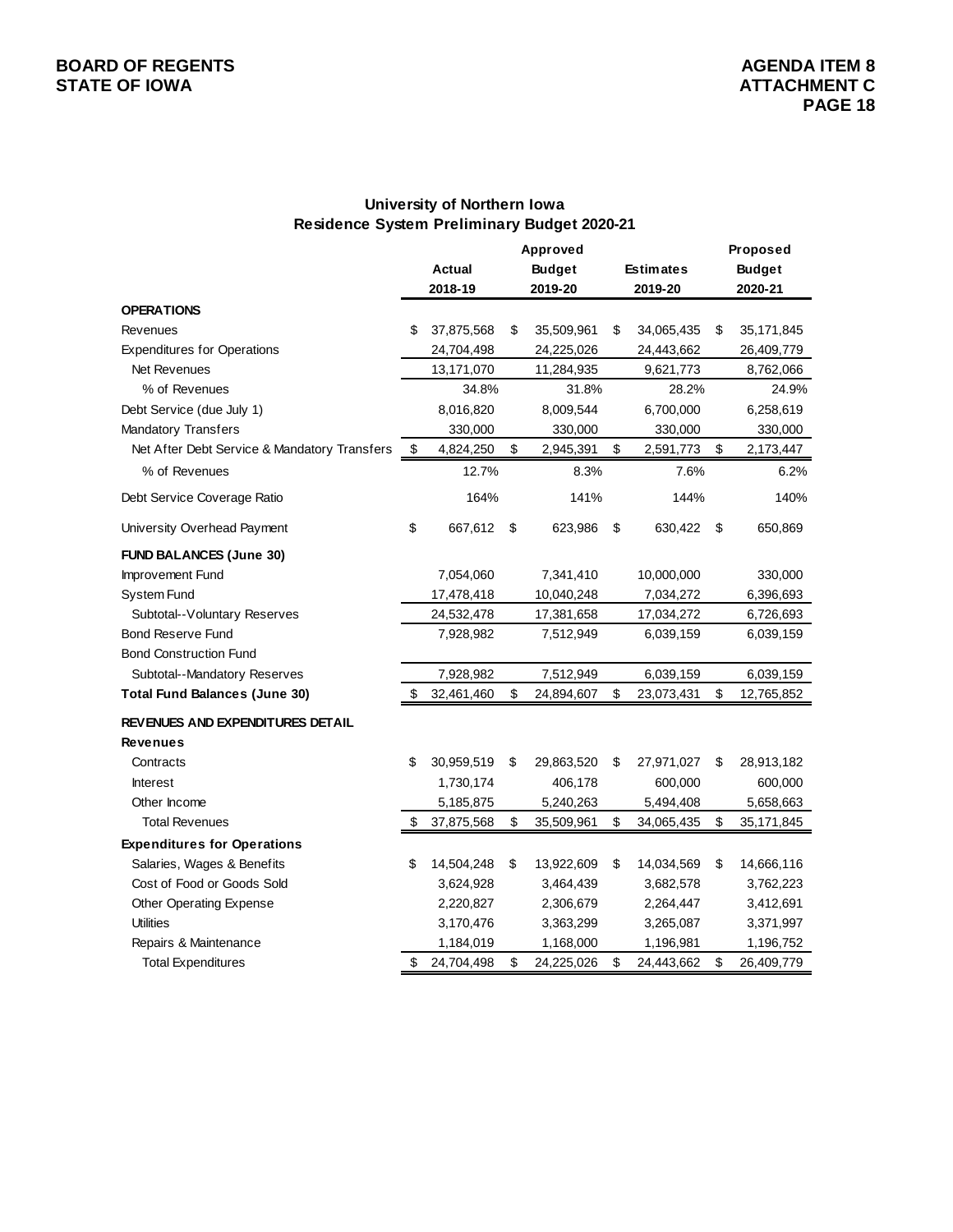## University of Northern Iowa
## Residence System Preliminary Budget 2020-21

| | Actual 2018-19 | Approved Budget 2019-20 | Estimates 2019-20 | Proposed Budget 2020-21 |
|---|---|---|---|---|
| **OPERATIONS** | | | | |
| Revenues | $ 37,875,568 | $ 35,509,961 | $ 34,065,435 | $ 35,171,845 |
| Expenditures for Operations | 24,704,498 | 24,225,026 | 24,443,662 | 26,409,779 |
| Net Revenues | 13,171,070 | 11,284,935 | 9,621,773 | 8,762,066 |
| % of Revenues | 34.8% | 31.8% | 28.2% | 24.9% |
| Debt Service (due July 1) | 8,016,820 | 8,009,544 | 6,700,000 | 6,258,619 |
| Mandatory Transfers | 330,000 | 330,000 | 330,000 | 330,000 |
| Net After Debt Service & Mandatory Transfers | $ 4,824,250 | $ 2,945,391 | $ 2,591,773 | $ 2,173,447 |
| % of Revenues | 12.7% | 8.3% | 7.6% | 6.2% |
| Debt Service Coverage Ratio | 164% | 141% | 144% | 140% |
| University Overhead Payment | $ 667,612 | $ 623,986 | $ 630,422 | $ 650,869 |
| **FUND BALANCES (June 30)** | | | | |
| Improvement Fund | 7,054,060 | 7,341,410 | 10,000,000 | 330,000 |
| System Fund | 17,478,418 | 10,040,248 | 7,034,272 | 6,396,693 |
| Subtotal--Voluntary Reserves | 24,532,478 | 17,381,658 | 17,034,272 | 6,726,693 |
| Bond Reserve Fund | 7,928,982 | 7,512,949 | 6,039,159 | 6,039,159 |
| Bond Construction Fund | | | | |
| Subtotal--Mandatory Reserves | 7,928,982 | 7,512,949 | 6,039,159 | 6,039,159 |
| **Total Fund Balances (June 30)** | $ 32,461,460 | $ 24,894,607 | $ 23,073,431 | $ 12,765,852 |
| **REVENUES AND EXPENDITURES DETAIL** | | | | |
| **Revenues** | | | | |
| Contracts | $ 30,959,519 | $ 29,863,520 | $ 27,971,027 | $ 28,913,182 |
| Interest | 1,730,174 | 406,178 | 600,000 | 600,000 |
| Other Income | 5,185,875 | 5,240,263 | 5,494,408 | 5,658,663 |
| Total Revenues | $ 37,875,568 | $ 35,509,961 | $ 34,065,435 | $ 35,171,845 |
| **Expenditures for Operations** | | | | |
| Salaries, Wages & Benefits | $ 14,504,248 | $ 13,922,609 | $ 14,034,569 | $ 14,666,116 |
| Cost of Food or Goods Sold | 3,624,928 | 3,464,439 | 3,682,578 | 3,762,223 |
| Other Operating Expense | 2,220,827 | 2,306,679 | 2,264,447 | 3,412,691 |
| Utilities | 3,170,476 | 3,363,299 | 3,265,087 | 3,371,997 |
| Repairs & Maintenance | 1,184,019 | 1,168,000 | 1,196,981 | 1,196,752 |
| Total Expenditures | $ 24,704,498 | $ 24,225,026 | $ 24,443,662 | $ 26,409,779 |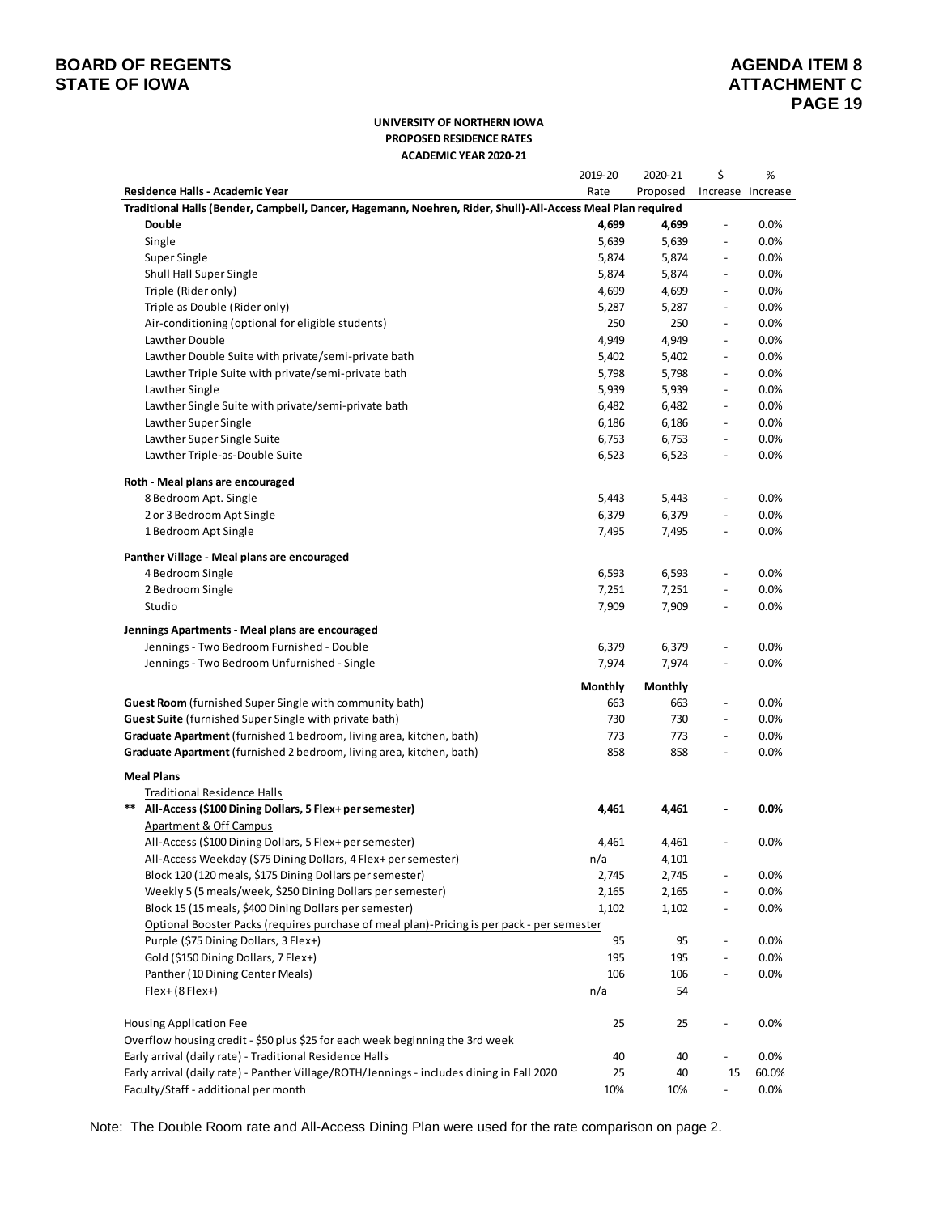**BOARD OF REGENTS**
**STATE OF IOWA**

**AGENDA ITEM 8**
**ATTACHMENT C**
**PAGE 19**

**UNIVERSITY OF NORTHERN IOWA**
**PROPOSED RESIDENCE RATES**
**ACADEMIC YEAR 2020-21**

| Residence Halls - Academic Year | 2019-20 Rate | 2020-21 Proposed | $ Increase | % Increase |
|---|---|---|---|---|
| **Traditional Halls (Bender, Campbell, Dancer, Hagemann, Noehren, Rider, Shull)-All-Access Meal Plan required** | | | | |
| **Double** | **4,699** | **4,699** | - | 0.0% |
| Single | 5,639 | 5,639 | - | 0.0% |
| Super Single | 5,874 | 5,874 | - | 0.0% |
| Shull Hall Super Single | 5,874 | 5,874 | - | 0.0% |
| Triple (Rider only) | 4,699 | 4,699 | - | 0.0% |
| Triple as Double (Rider only) | 5,287 | 5,287 | - | 0.0% |
| Air-conditioning (optional for eligible students) | 250 | 250 | - | 0.0% |
| Lawther Double | 4,949 | 4,949 | - | 0.0% |
| Lawther Double Suite with private/semi-private bath | 5,402 | 5,402 | - | 0.0% |
| Lawther Triple Suite with private/semi-private bath | 5,798 | 5,798 | - | 0.0% |
| Lawther Single | 5,939 | 5,939 | - | 0.0% |
| Lawther Single Suite with private/semi-private bath | 6,482 | 6,482 | - | 0.0% |
| Lawther Super Single | 6,186 | 6,186 | - | 0.0% |
| Lawther Super Single Suite | 6,753 | 6,753 | - | 0.0% |
| Lawther Triple-as-Double Suite | 6,523 | 6,523 | - | 0.0% |
| **Roth - Meal plans are encouraged** | | | | |
| 8 Bedroom Apt. Single | 5,443 | 5,443 | - | 0.0% |
| 2 or 3 Bedroom Apt Single | 6,379 | 6,379 | - | 0.0% |
| 1 Bedroom Apt Single | 7,495 | 7,495 | - | 0.0% |
| **Panther Village - Meal plans are encouraged** | | | | |
| 4 Bedroom Single | 6,593 | 6,593 | - | 0.0% |
| 2 Bedroom Single | 7,251 | 7,251 | - | 0.0% |
| Studio | 7,909 | 7,909 | - | 0.0% |
| **Jennings Apartments - Meal plans are encouraged** | | | | |
| Jennings - Two Bedroom Furnished - Double | 6,379 | 6,379 | - | 0.0% |
| Jennings - Two Bedroom Unfurnished - Single | 7,974 | 7,974 | - | 0.0% |
| | **Monthly** | **Monthly** | | |
| **Guest Room** (furnished Super Single with community bath) | 663 | 663 | - | 0.0% |
| **Guest Suite** (furnished Super Single with private bath) | 730 | 730 | - | 0.0% |
| **Graduate Apartment** (furnished 1 bedroom, living area, kitchen, bath) | 773 | 773 | - | 0.0% |
| **Graduate Apartment** (furnished 2 bedroom, living area, kitchen, bath) | 858 | 858 | - | 0.0% |
| **Meal Plans** | | | | |
| Traditional Residence Halls | | | | |
| ** **All-Access ($100 Dining Dollars, 5 Flex+ per semester)** | **4,461** | **4,461** | **-** | **0.0%** |
| Apartment & Off Campus | | | | |
| All-Access ($100 Dining Dollars, 5 Flex+ per semester) | 4,461 | 4,461 | - | 0.0% |
| All-Access Weekday ($75 Dining Dollars, 4 Flex+ per semester) | n/a | 4,101 | | |
| Block 120 (120 meals, $175 Dining Dollars per semester) | 2,745 | 2,745 | - | 0.0% |
| Weekly 5 (5 meals/week, $250 Dining Dollars per semester) | 2,165 | 2,165 | - | 0.0% |
| Block 15 (15 meals, $400 Dining Dollars per semester) | 1,102 | 1,102 | - | 0.0% |
| Optional Booster Packs (requires purchase of meal plan)-Pricing is per pack - per semester | | | | |
| Purple ($75 Dining Dollars, 3 Flex+) | 95 | 95 | - | 0.0% |
| Gold ($150 Dining Dollars, 7 Flex+) | 195 | 195 | - | 0.0% |
| Panther (10 Dining Center Meals) | 106 | 106 | - | 0.0% |
| Flex+ (8 Flex+) | n/a | 54 | | |
| Housing Application Fee | 25 | 25 | - | 0.0% |
| Overflow housing credit - $50 plus $25 for each week beginning the 3rd week | | | | |
| Early arrival (daily rate) - Traditional Residence Halls | 40 | 40 | - | 0.0% |
| Early arrival (daily rate) - Panther Village/ROTH/Jennings - includes dining in Fall 2020 | 25 | 40 | 15 | 60.0% |
| Faculty/Staff - additional per month | 10% | 10% | - | 0.0% |

Note: The Double Room rate and All-Access Dining Plan were used for the rate comparison on page 2.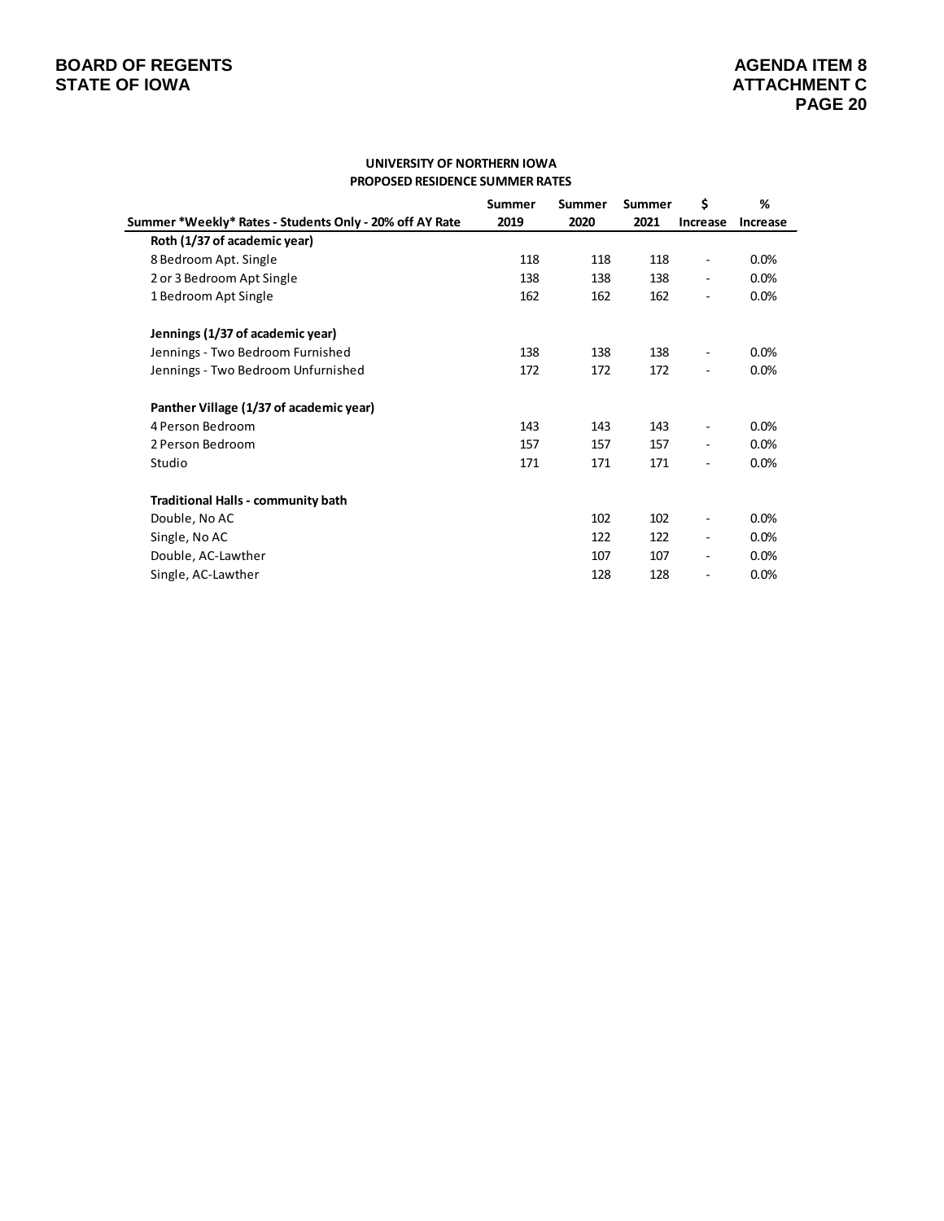BOARD OF REGENTS
STATE OF IOWA

AGENDA ITEM 8
ATTACHMENT C
PAGE 20

**UNIVERSITY OF NORTHERN IOWA**
**PROPOSED RESIDENCE SUMMER RATES**

| Summer *Weekly* Rates - Students Only - 20% off AY Rate | Summer 2019 | Summer 2020 | Summer 2021 | $ Increase | % Increase |
|---|---|---|---|---|---|
| **Roth (1/37 of academic year)** | | | | | |
| 8 Bedroom Apt. Single | 118 | 118 | 118 | - | 0.0% |
| 2 or 3 Bedroom Apt Single | 138 | 138 | 138 | - | 0.0% |
| 1 Bedroom Apt Single | 162 | 162 | 162 | - | 0.0% |
| | | | | | |
| **Jennings (1/37 of academic year)** | | | | | |
| Jennings - Two Bedroom Furnished | 138 | 138 | 138 | - | 0.0% |
| Jennings - Two Bedroom Unfurnished | 172 | 172 | 172 | - | 0.0% |
| | | | | | |
| **Panther Village (1/37 of academic year)** | | | | | |
| 4 Person Bedroom | 143 | 143 | 143 | - | 0.0% |
| 2 Person Bedroom | 157 | 157 | 157 | - | 0.0% |
| Studio | 171 | 171 | 171 | - | 0.0% |
| | | | | | |
| **Traditional Halls - community bath** | | | | | |
| Double, No AC | | 102 | 102 | - | 0.0% |
| Single, No AC | | 122 | 122 | - | 0.0% |
| Double, AC-Lawther | | 107 | 107 | - | 0.0% |
| Single, AC-Lawther | | 128 | 128 | - | 0.0% |